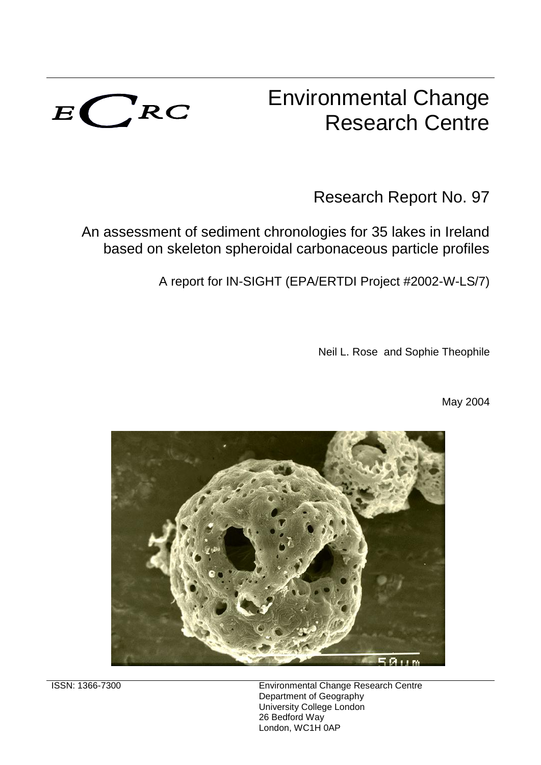ECRC

# Environmental Change Research Centre

## Research Report No. 97

## An assessment of sediment chronologies for 35 lakes in Ireland based on skeleton spheroidal carbonaceous particle profiles

A report for IN-SIGHT (EPA/ERTDI Project #2002-W-LS/7)

Neil L. Rose and Sophie Theophile

May 2004

ISSN: 1366-7300

Environmental Change Research Centre
Department of Geography
University College London
26 Bedford Way
London, WC1H 0AP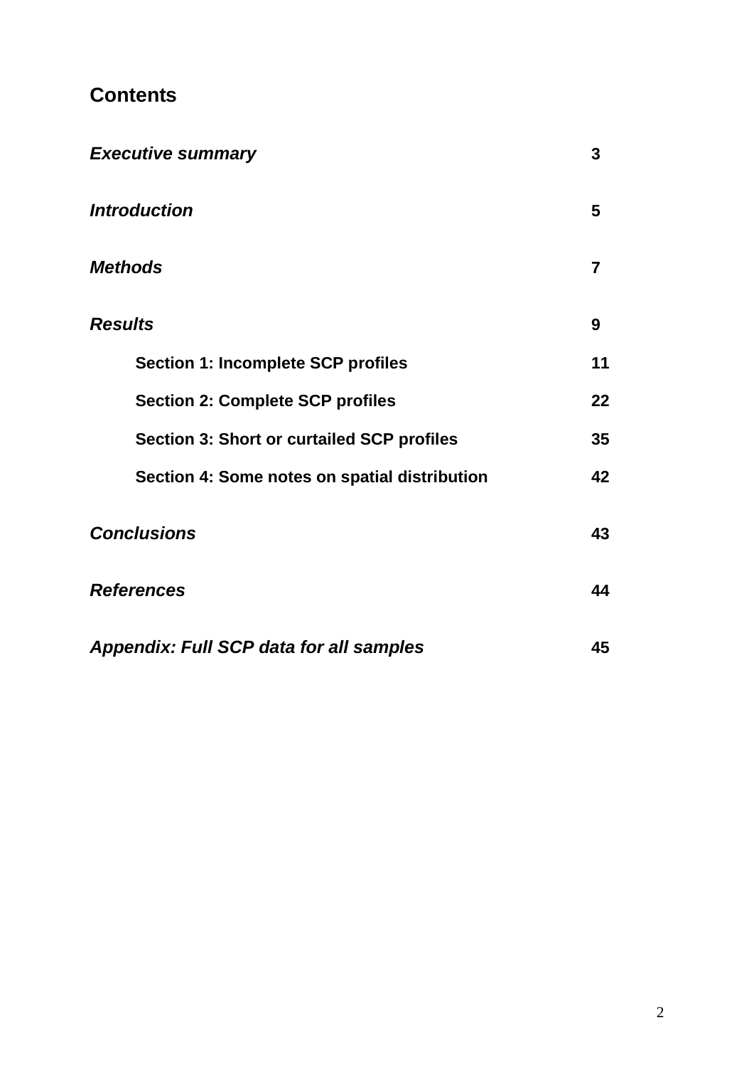## Contents

| | |
|---|---|
| ***Executive summary*** | **3** |
| ***Introduction*** | **5** |
| ***Methods*** | **7** |
| ***Results*** | **9** |
| **Section 1: Incomplete SCP profiles** | **11** |
| **Section 2: Complete SCP profiles** | **22** |
| **Section 3: Short or curtailed SCP profiles** | **35** |
| **Section 4: Some notes on spatial distribution** | **42** |
| ***Conclusions*** | **43** |
| ***References*** | **44** |
| ***Appendix: Full SCP data for all samples*** | **45** |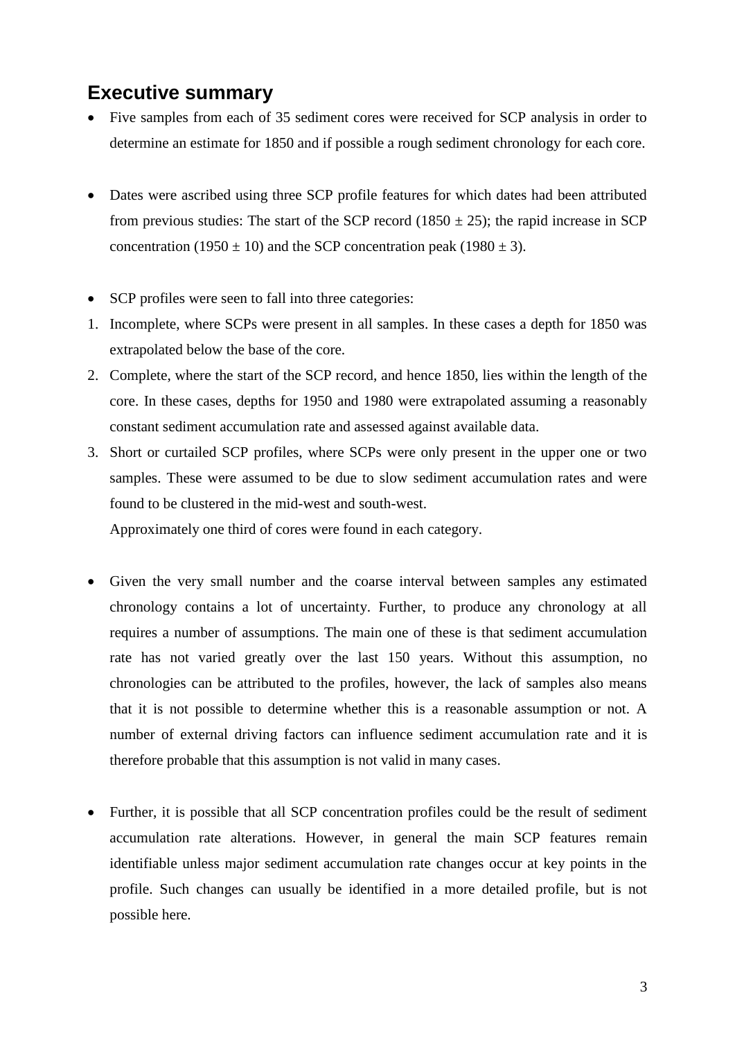## Executive summary

- Five samples from each of 35 sediment cores were received for SCP analysis in order to determine an estimate for 1850 and if possible a rough sediment chronology for each core.

- Dates were ascribed using three SCP profile features for which dates had been attributed from previous studies: The start of the SCP record (1850 ± 25); the rapid increase in SCP concentration (1950 ± 10) and the SCP concentration peak (1980 ± 3).

- SCP profiles were seen to fall into three categories:

1. Incomplete, where SCPs were present in all samples. In these cases a depth for 1850 was extrapolated below the base of the core.
2. Complete, where the start of the SCP record, and hence 1850, lies within the length of the core. In these cases, depths for 1950 and 1980 were extrapolated assuming a reasonably constant sediment accumulation rate and assessed against available data.
3. Short or curtailed SCP profiles, where SCPs were only present in the upper one or two samples. These were assumed to be due to slow sediment accumulation rates and were found to be clustered in the mid-west and south-west.

   Approximately one third of cores were found in each category.

- Given the very small number and the coarse interval between samples any estimated chronology contains a lot of uncertainty. Further, to produce any chronology at all requires a number of assumptions. The main one of these is that sediment accumulation rate has not varied greatly over the last 150 years. Without this assumption, no chronologies can be attributed to the profiles, however, the lack of samples also means that it is not possible to determine whether this is a reasonable assumption or not. A number of external driving factors can influence sediment accumulation rate and it is therefore probable that this assumption is not valid in many cases.

- Further, it is possible that all SCP concentration profiles could be the result of sediment accumulation rate alterations. However, in general the main SCP features remain identifiable unless major sediment accumulation rate changes occur at key points in the profile. Such changes can usually be identified in a more detailed profile, but is not possible here.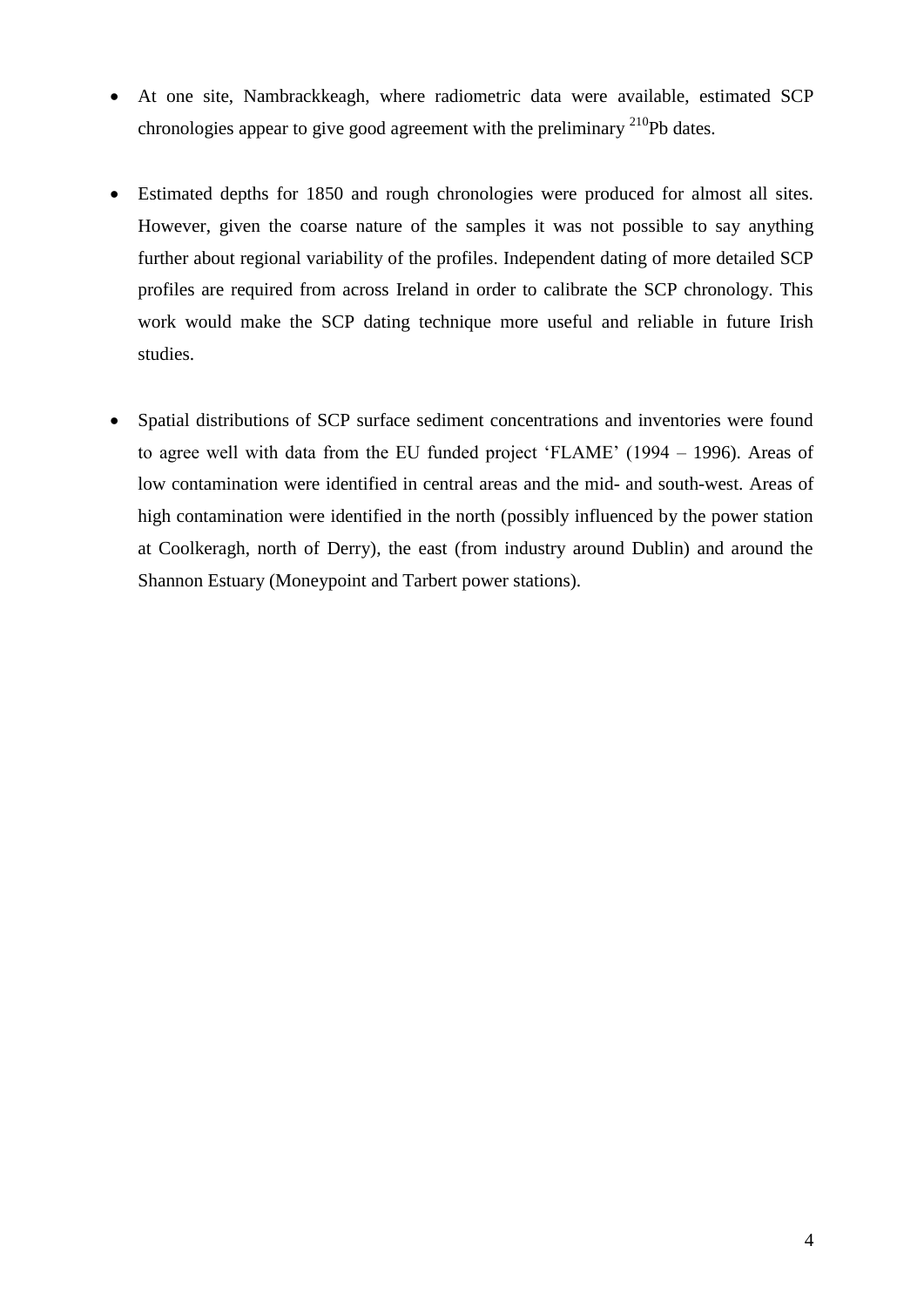- At one site, Nambrackkeagh, where radiometric data were available, estimated SCP chronologies appear to give good agreement with the preliminary $^{210}Pb$ dates.

- Estimated depths for 1850 and rough chronologies were produced for almost all sites. However, given the coarse nature of the samples it was not possible to say anything further about regional variability of the profiles. Independent dating of more detailed SCP profiles are required from across Ireland in order to calibrate the SCP chronology. This work would make the SCP dating technique more useful and reliable in future Irish studies.

- Spatial distributions of SCP surface sediment concentrations and inventories were found to agree well with data from the EU funded project 'FLAME' (1994 – 1996). Areas of low contamination were identified in central areas and the mid- and south-west. Areas of high contamination were identified in the north (possibly influenced by the power station at Coolkeragh, north of Derry), the east (from industry around Dublin) and around the Shannon Estuary (Moneypoint and Tarbert power stations).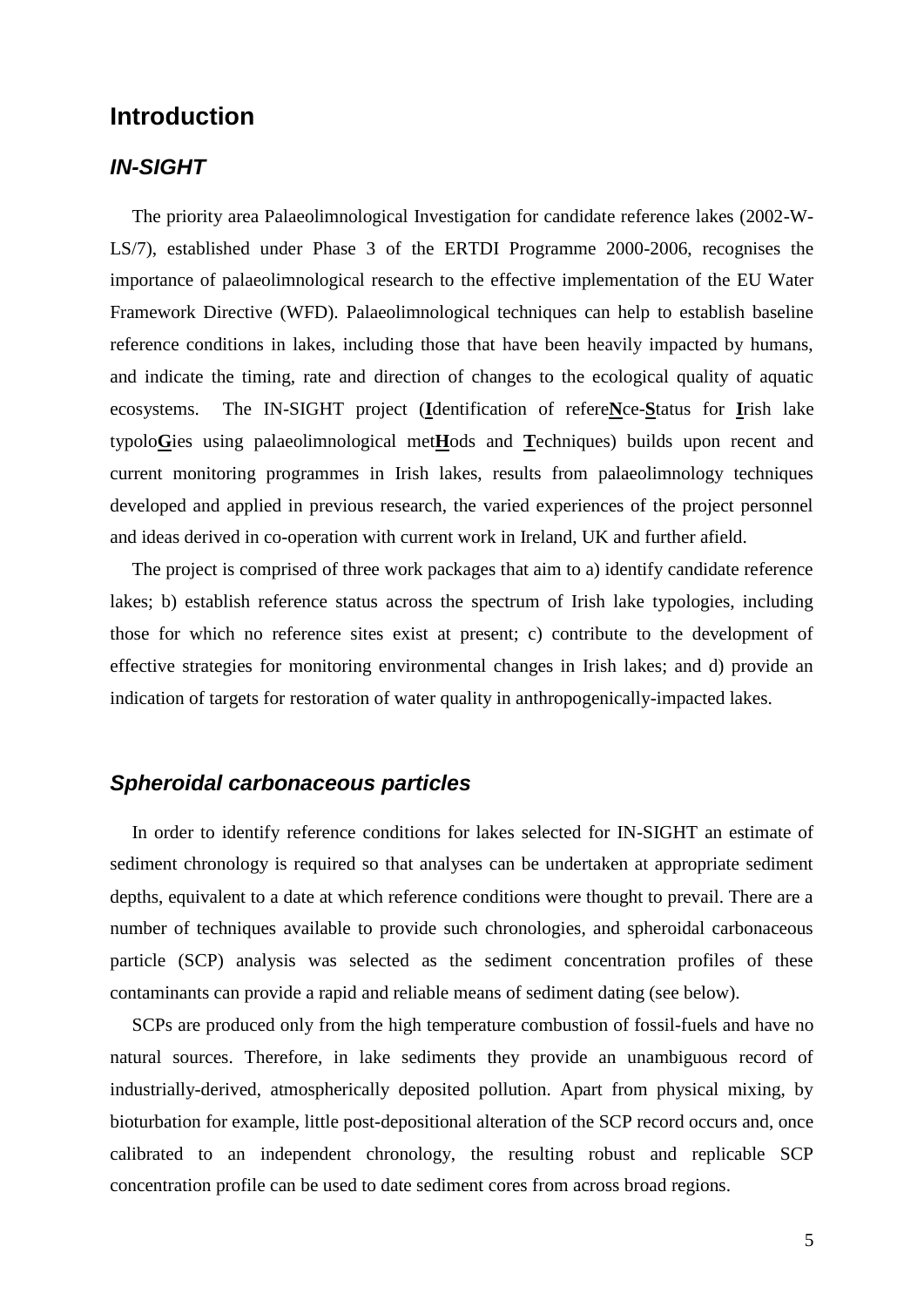# Introduction

## *IN-SIGHT*

The priority area Palaeolimnological Investigation for candidate reference lakes (2002-W-LS/7), established under Phase 3 of the ERTDI Programme 2000-2006, recognises the importance of palaeolimnological research to the effective implementation of the EU Water Framework Directive (WFD). Palaeolimnological techniques can help to establish baseline reference conditions in lakes, including those that have been heavily impacted by humans, and indicate the timing, rate and direction of changes to the ecological quality of aquatic ecosystems. The IN-SIGHT project (**I**dentification of refere**N**ce-**S**tatus for **I**rish lake typolo**G**ies using palaeolimnological met**H**ods and **T**echniques) builds upon recent and current monitoring programmes in Irish lakes, results from palaeolimnology techniques developed and applied in previous research, the varied experiences of the project personnel and ideas derived in co-operation with current work in Ireland, UK and further afield.

The project is comprised of three work packages that aim to a) identify candidate reference lakes; b) establish reference status across the spectrum of Irish lake typologies, including those for which no reference sites exist at present; c) contribute to the development of effective strategies for monitoring environmental changes in Irish lakes; and d) provide an indication of targets for restoration of water quality in anthropogenically-impacted lakes.

## *Spheroidal carbonaceous particles*

In order to identify reference conditions for lakes selected for IN-SIGHT an estimate of sediment chronology is required so that analyses can be undertaken at appropriate sediment depths, equivalent to a date at which reference conditions were thought to prevail. There are a number of techniques available to provide such chronologies, and spheroidal carbonaceous particle (SCP) analysis was selected as the sediment concentration profiles of these contaminants can provide a rapid and reliable means of sediment dating (see below).

SCPs are produced only from the high temperature combustion of fossil-fuels and have no natural sources. Therefore, in lake sediments they provide an unambiguous record of industrially-derived, atmospherically deposited pollution. Apart from physical mixing, by bioturbation for example, little post-depositional alteration of the SCP record occurs and, once calibrated to an independent chronology, the resulting robust and replicable SCP concentration profile can be used to date sediment cores from across broad regions.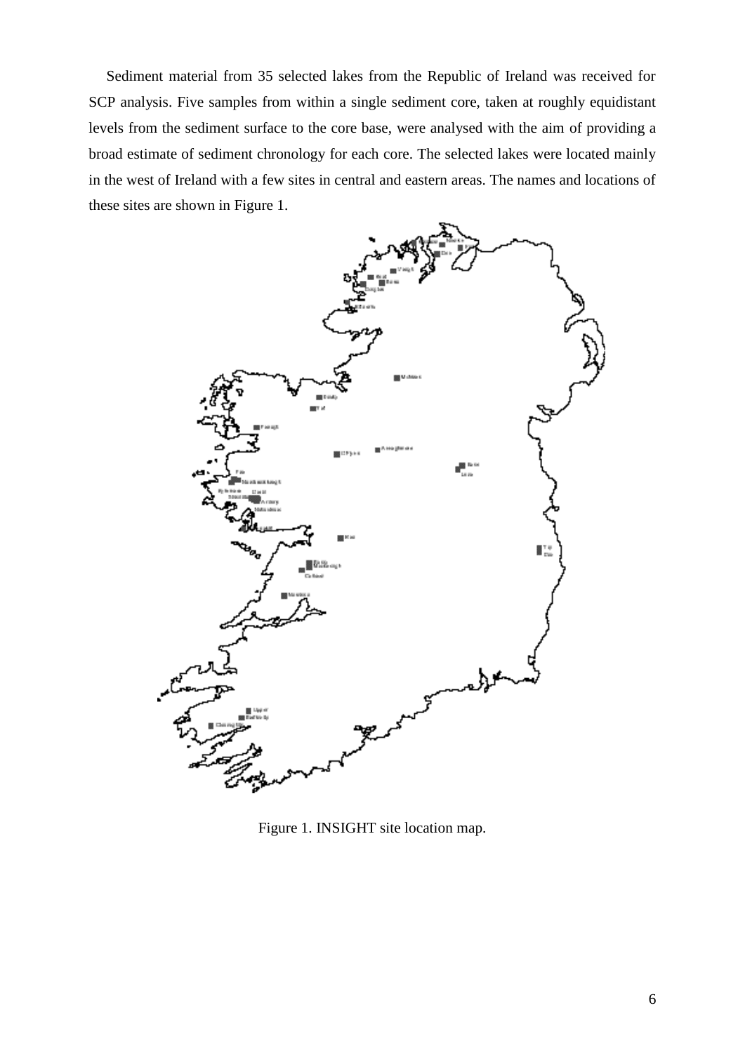Sediment material from 35 selected lakes from the Republic of Ireland was received for SCP analysis. Five samples from within a single sediment core, taken at roughly equidistant levels from the sediment surface to the core base, were analysed with the aim of providing a broad estimate of sediment chronology for each core. The selected lakes were located mainly in the west of Ireland with a few sites in central and eastern areas. The names and locations of these sites are shown in Figure 1.

Figure 1. INSIGHT site location map.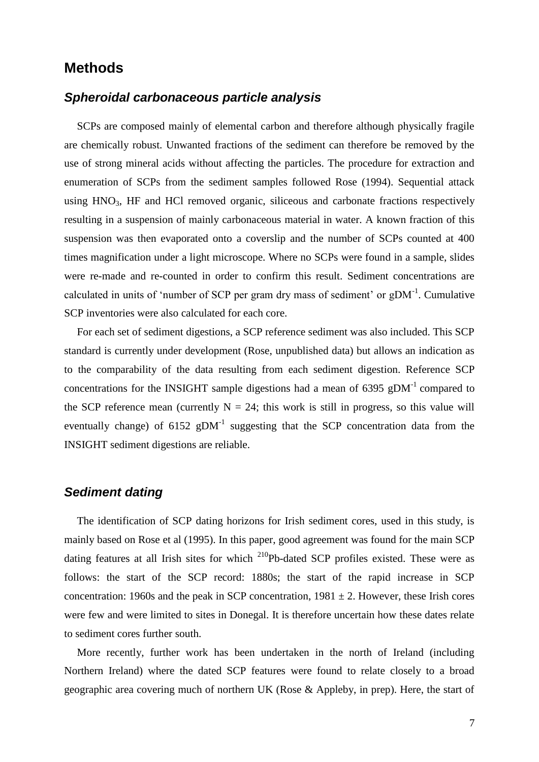## Methods

### *Spheroidal carbonaceous particle analysis*

SCPs are composed mainly of elemental carbon and therefore although physically fragile are chemically robust. Unwanted fractions of the sediment can therefore be removed by the use of strong mineral acids without affecting the particles. The procedure for extraction and enumeration of SCPs from the sediment samples followed Rose (1994). Sequential attack using $HNO_3$, HF and HCl removed organic, siliceous and carbonate fractions respectively resulting in a suspension of mainly carbonaceous material in water. A known fraction of this suspension was then evaporated onto a coverslip and the number of SCPs counted at 400 times magnification under a light microscope. Where no SCPs were found in a sample, slides were re-made and re-counted in order to confirm this result. Sediment concentrations are calculated in units of 'number of SCP per gram dry mass of sediment' or $gDM^{-1}$. Cumulative SCP inventories were also calculated for each core.

For each set of sediment digestions, a SCP reference sediment was also included. This SCP standard is currently under development (Rose, unpublished data) but allows an indication as to the comparability of the data resulting from each sediment digestion. Reference SCP concentrations for the INSIGHT sample digestions had a mean of 6395 $gDM^{-1}$ compared to the SCP reference mean (currently $N = 24$; this work is still in progress, so this value will eventually change) of 6152 $gDM^{-1}$ suggesting that the SCP concentration data from the INSIGHT sediment digestions are reliable.

### *Sediment dating*

The identification of SCP dating horizons for Irish sediment cores, used in this study, is mainly based on Rose et al (1995). In this paper, good agreement was found for the main SCP dating features at all Irish sites for which $^{210}Pb$-dated SCP profiles existed. These were as follows: the start of the SCP record: 1880s; the start of the rapid increase in SCP concentration: 1960s and the peak in SCP concentration, $1981 \pm 2$. However, these Irish cores were few and were limited to sites in Donegal. It is therefore uncertain how these dates relate to sediment cores further south.

More recently, further work has been undertaken in the north of Ireland (including Northern Ireland) where the dated SCP features were found to relate closely to a broad geographic area covering much of northern UK (Rose & Appleby, in prep). Here, the start of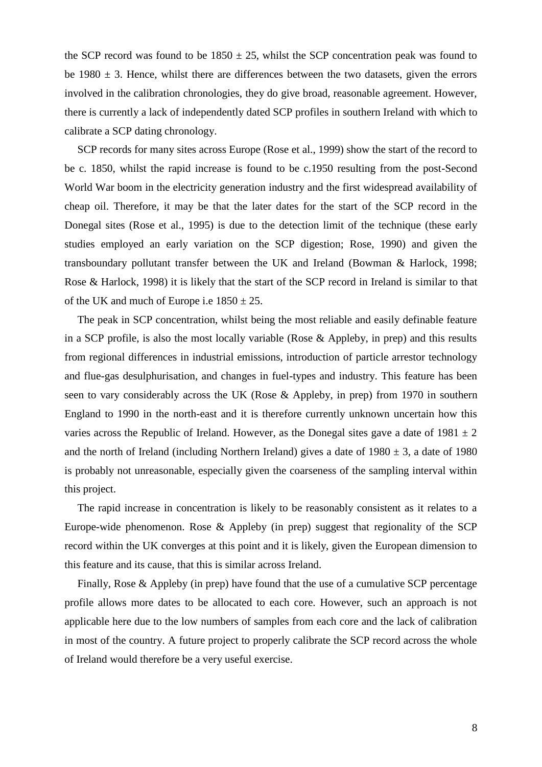the SCP record was found to be 1850 ± 25, whilst the SCP concentration peak was found to be 1980 ± 3. Hence, whilst there are differences between the two datasets, given the errors involved in the calibration chronologies, they do give broad, reasonable agreement. However, there is currently a lack of independently dated SCP profiles in southern Ireland with which to calibrate a SCP dating chronology.

SCP records for many sites across Europe (Rose et al., 1999) show the start of the record to be c. 1850, whilst the rapid increase is found to be c.1950 resulting from the post-Second World War boom in the electricity generation industry and the first widespread availability of cheap oil. Therefore, it may be that the later dates for the start of the SCP record in the Donegal sites (Rose et al., 1995) is due to the detection limit of the technique (these early studies employed an early variation on the SCP digestion; Rose, 1990) and given the transboundary pollutant transfer between the UK and Ireland (Bowman & Harlock, 1998; Rose & Harlock, 1998) it is likely that the start of the SCP record in Ireland is similar to that of the UK and much of Europe i.e 1850 ± 25.

The peak in SCP concentration, whilst being the most reliable and easily definable feature in a SCP profile, is also the most locally variable (Rose & Appleby, in prep) and this results from regional differences in industrial emissions, introduction of particle arrestor technology and flue-gas desulphurisation, and changes in fuel-types and industry. This feature has been seen to vary considerably across the UK (Rose & Appleby, in prep) from 1970 in southern England to 1990 in the north-east and it is therefore currently unknown uncertain how this varies across the Republic of Ireland. However, as the Donegal sites gave a date of 1981 ± 2 and the north of Ireland (including Northern Ireland) gives a date of 1980 ± 3, a date of 1980 is probably not unreasonable, especially given the coarseness of the sampling interval within this project.

The rapid increase in concentration is likely to be reasonably consistent as it relates to a Europe-wide phenomenon. Rose & Appleby (in prep) suggest that regionality of the SCP record within the UK converges at this point and it is likely, given the European dimension to this feature and its cause, that this is similar across Ireland.

Finally, Rose & Appleby (in prep) have found that the use of a cumulative SCP percentage profile allows more dates to be allocated to each core. However, such an approach is not applicable here due to the low numbers of samples from each core and the lack of calibration in most of the country. A future project to properly calibrate the SCP record across the whole of Ireland would therefore be a very useful exercise.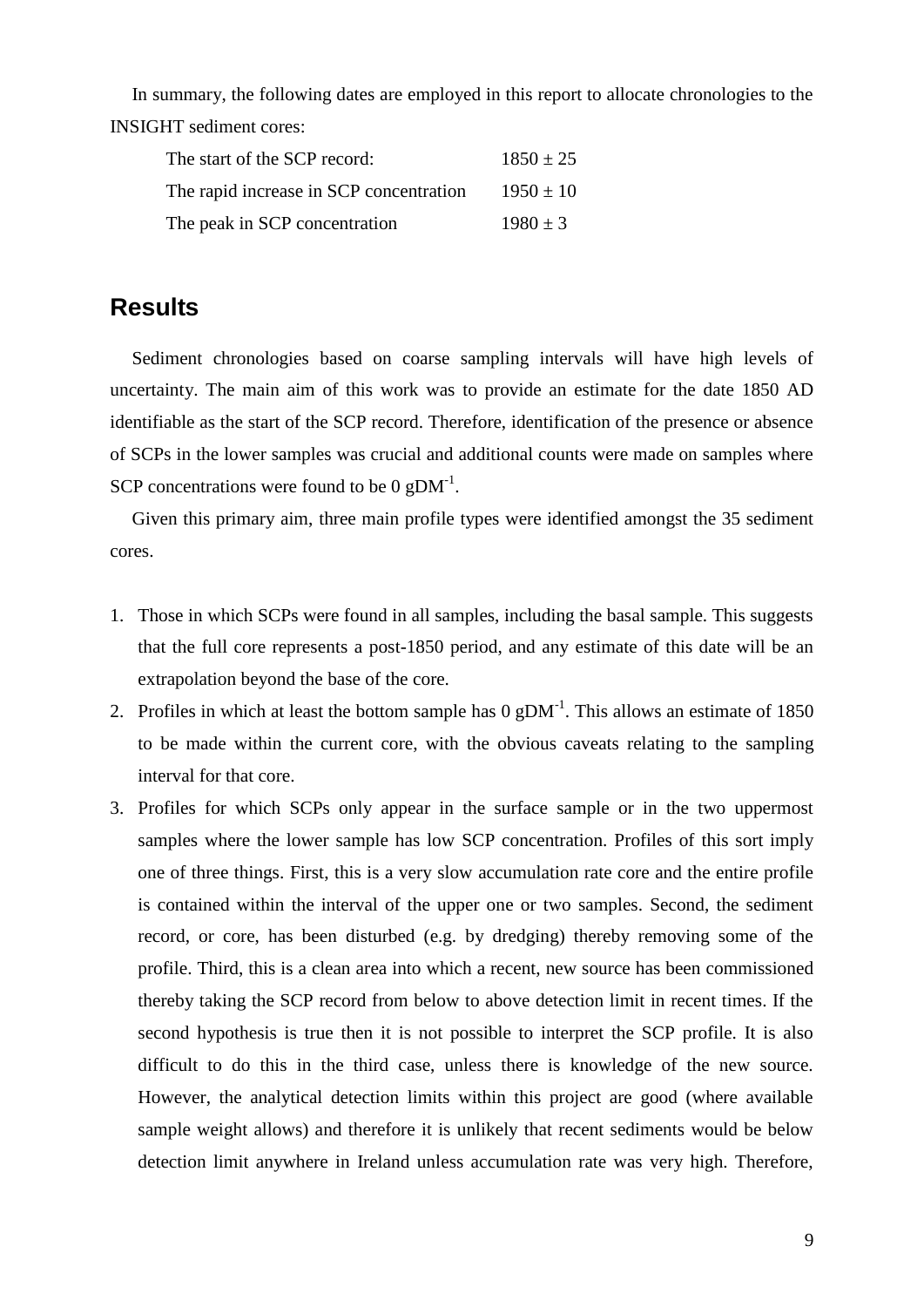In summary, the following dates are employed in this report to allocate chronologies to the INSIGHT sediment cores:

| | |
|---|---|
| The start of the SCP record: | $1850 \pm 25$ |
| The rapid increase in SCP concentration | $1950 \pm 10$ |
| The peak in SCP concentration | $1980 \pm 3$ |

## Results

Sediment chronologies based on coarse sampling intervals will have high levels of uncertainty. The main aim of this work was to provide an estimate for the date 1850 AD identifiable as the start of the SCP record. Therefore, identification of the presence or absence of SCPs in the lower samples was crucial and additional counts were made on samples where SCP concentrations were found to be 0 $gDM^{-1}$.

Given this primary aim, three main profile types were identified amongst the 35 sediment cores.

1. Those in which SCPs were found in all samples, including the basal sample. This suggests that the full core represents a post-1850 period, and any estimate of this date will be an extrapolation beyond the base of the core.
2. Profiles in which at least the bottom sample has 0 $gDM^{-1}$. This allows an estimate of 1850 to be made within the current core, with the obvious caveats relating to the sampling interval for that core.
3. Profiles for which SCPs only appear in the surface sample or in the two uppermost samples where the lower sample has low SCP concentration. Profiles of this sort imply one of three things. First, this is a very slow accumulation rate core and the entire profile is contained within the interval of the upper one or two samples. Second, the sediment record, or core, has been disturbed (e.g. by dredging) thereby removing some of the profile. Third, this is a clean area into which a recent, new source has been commissioned thereby taking the SCP record from below to above detection limit in recent times. If the second hypothesis is true then it is not possible to interpret the SCP profile. It is also difficult to do this in the third case, unless there is knowledge of the new source. However, the analytical detection limits within this project are good (where available sample weight allows) and therefore it is unlikely that recent sediments would be below detection limit anywhere in Ireland unless accumulation rate was very high. Therefore,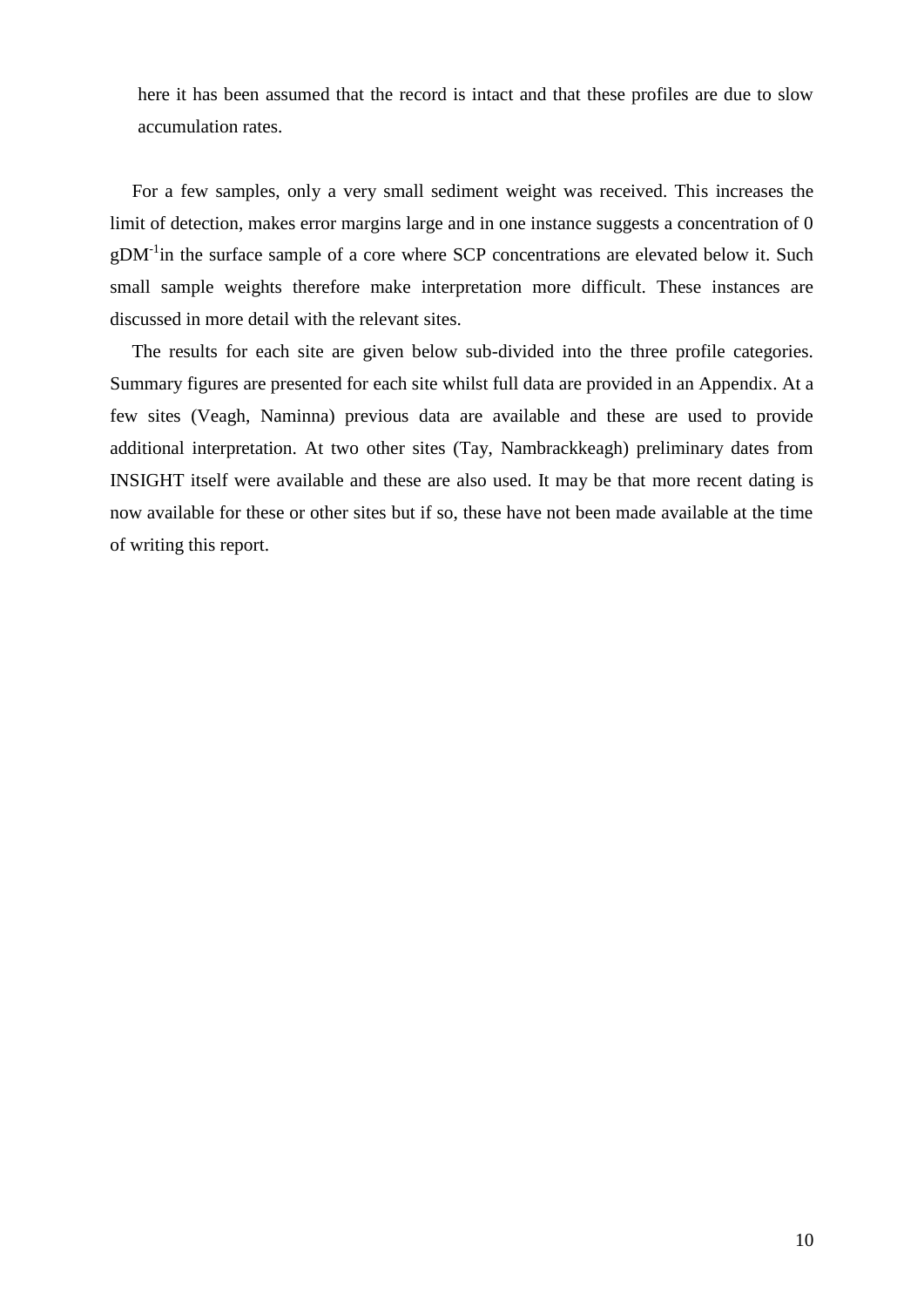here it has been assumed that the record is intact and that these profiles are due to slow accumulation rates.

For a few samples, only a very small sediment weight was received. This increases the limit of detection, makes error margins large and in one instance suggests a concentration of 0 $gDM^{-1}$in the surface sample of a core where SCP concentrations are elevated below it. Such small sample weights therefore make interpretation more difficult. These instances are discussed in more detail with the relevant sites.

The results for each site are given below sub-divided into the three profile categories. Summary figures are presented for each site whilst full data are provided in an Appendix. At a few sites (Veagh, Naminna) previous data are available and these are used to provide additional interpretation. At two other sites (Tay, Nambrackkeagh) preliminary dates from INSIGHT itself were available and these are also used. It may be that more recent dating is now available for these or other sites but if so, these have not been made available at the time of writing this report.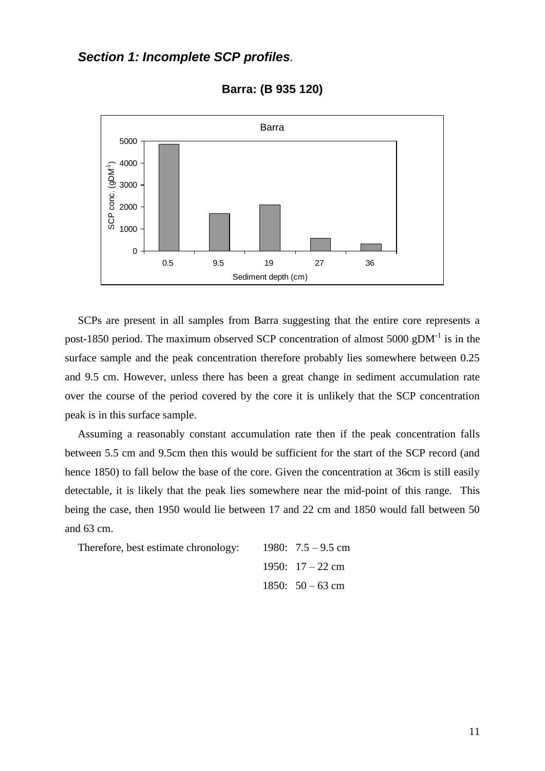## *Section 1: Incomplete SCP profiles.*

### Barra: (B 935 120)

SCPs are present in all samples from Barra suggesting that the entire core represents a post-1850 period. The maximum observed SCP concentration of almost 5000 $gDM^{-1}$ is in the surface sample and the peak concentration therefore probably lies somewhere between 0.25 and 9.5 cm. However, unless there has been a great change in sediment accumulation rate over the course of the period covered by the core it is unlikely that the SCP concentration peak is in this surface sample.

Assuming a reasonably constant accumulation rate then if the peak concentration falls between 5.5 cm and 9.5cm then this would be sufficient for the start of the SCP record (and hence 1850) to fall below the base of the core. Given the concentration at 36cm is still easily detectable, it is likely that the peak lies somewhere near the mid-point of this range. This being the case, then 1950 would lie between 17 and 22 cm and 1850 would fall between 50 and 63 cm.

Therefore, best estimate chronology:

1980: 7.5 – 9.5 cm
1950: 17 – 22 cm
1850: 50 – 63 cm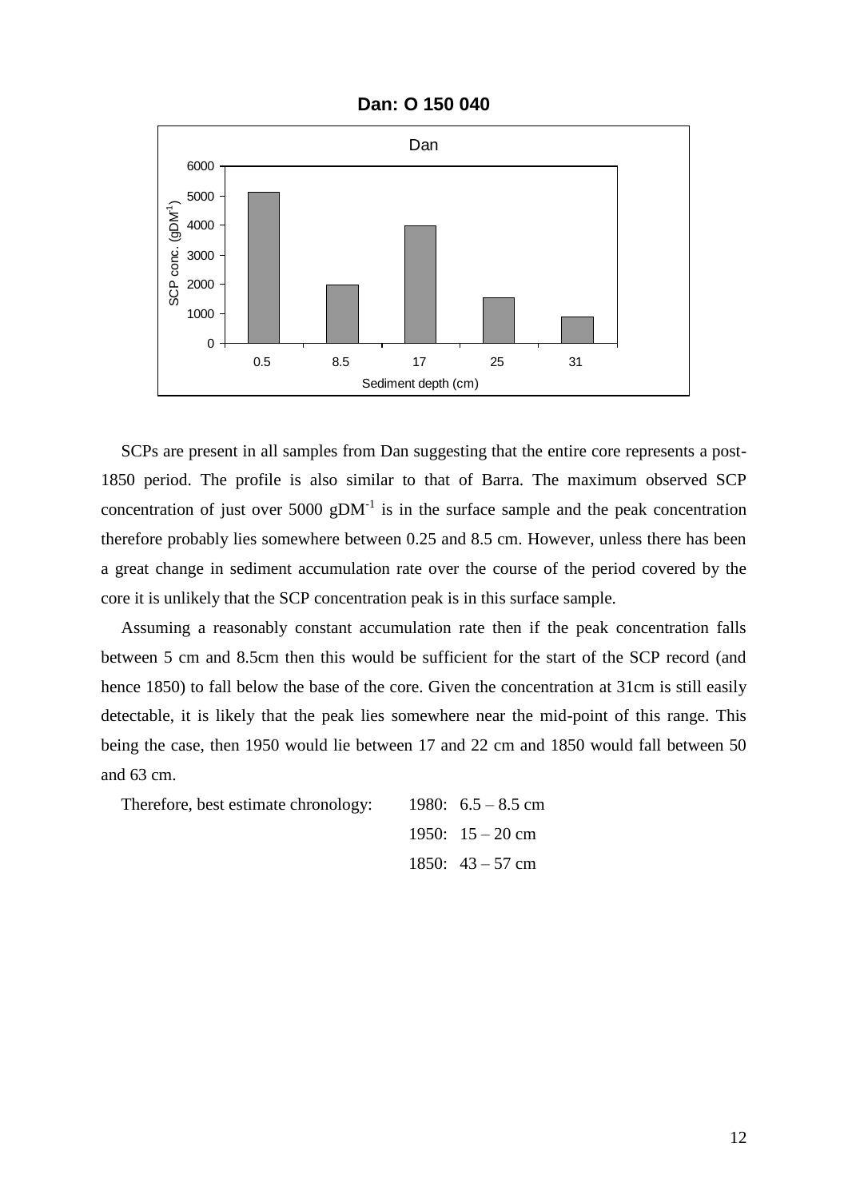**Dan: O 150 040**

SCPs are present in all samples from Dan suggesting that the entire core represents a post-1850 period. The profile is also similar to that of Barra. The maximum observed SCP concentration of just over 5000 $gDM^{-1}$ is in the surface sample and the peak concentration therefore probably lies somewhere between 0.25 and 8.5 cm. However, unless there has been a great change in sediment accumulation rate over the course of the period covered by the core it is unlikely that the SCP concentration peak is in this surface sample.

Assuming a reasonably constant accumulation rate then if the peak concentration falls between 5 cm and 8.5cm then this would be sufficient for the start of the SCP record (and hence 1850) to fall below the base of the core. Given the concentration at 31cm is still easily detectable, it is likely that the peak lies somewhere near the mid-point of this range. This being the case, then 1950 would lie between 17 and 22 cm and 1850 would fall between 50 and 63 cm.

Therefore, best estimate chronology:

- 1980: 6.5 – 8.5 cm
- 1950: 15 – 20 cm
- 1850: 43 – 57 cm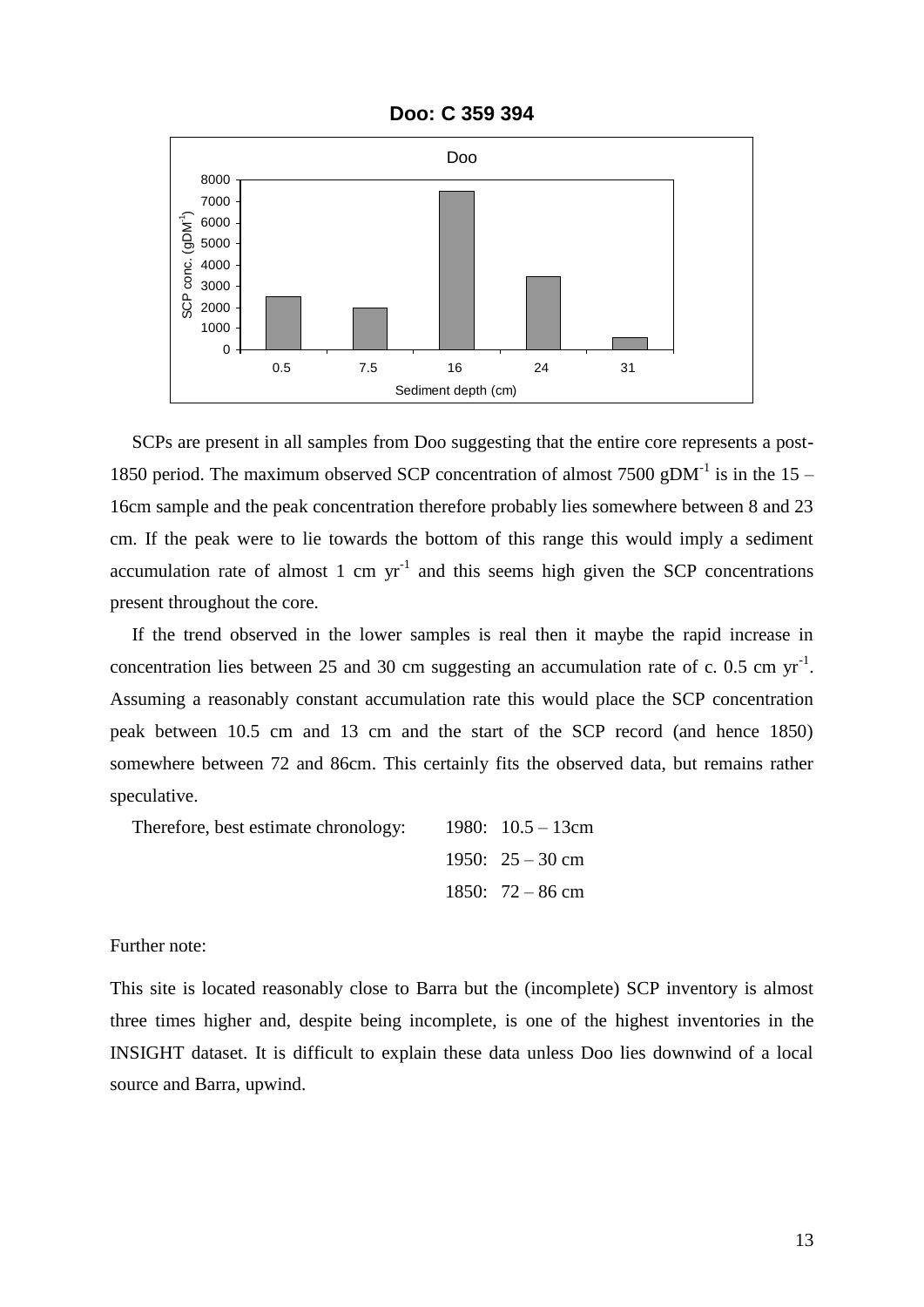**Doo: C 359 394**

SCPs are present in all samples from Doo suggesting that the entire core represents a post-1850 period. The maximum observed SCP concentration of almost 7500 $gDM^{-1}$ is in the 15 – 16cm sample and the peak concentration therefore probably lies somewhere between 8 and 23 cm. If the peak were to lie towards the bottom of this range this would imply a sediment accumulation rate of almost 1 cm $yr^{-1}$ and this seems high given the SCP concentrations present throughout the core.

If the trend observed in the lower samples is real then it maybe the rapid increase in concentration lies between 25 and 30 cm suggesting an accumulation rate of c. 0.5 cm $yr^{-1}$. Assuming a reasonably constant accumulation rate this would place the SCP concentration peak between 10.5 cm and 13 cm and the start of the SCP record (and hence 1850) somewhere between 72 and 86cm. This certainly fits the observed data, but remains rather speculative.

Therefore, best estimate chronology:

1980: 10.5 – 13cm
1950: 25 – 30 cm
1850: 72 – 86 cm

Further note:

This site is located reasonably close to Barra but the (incomplete) SCP inventory is almost three times higher and, despite being incomplete, is one of the highest inventories in the INSIGHT dataset. It is difficult to explain these data unless Doo lies downwind of a local source and Barra, upwind.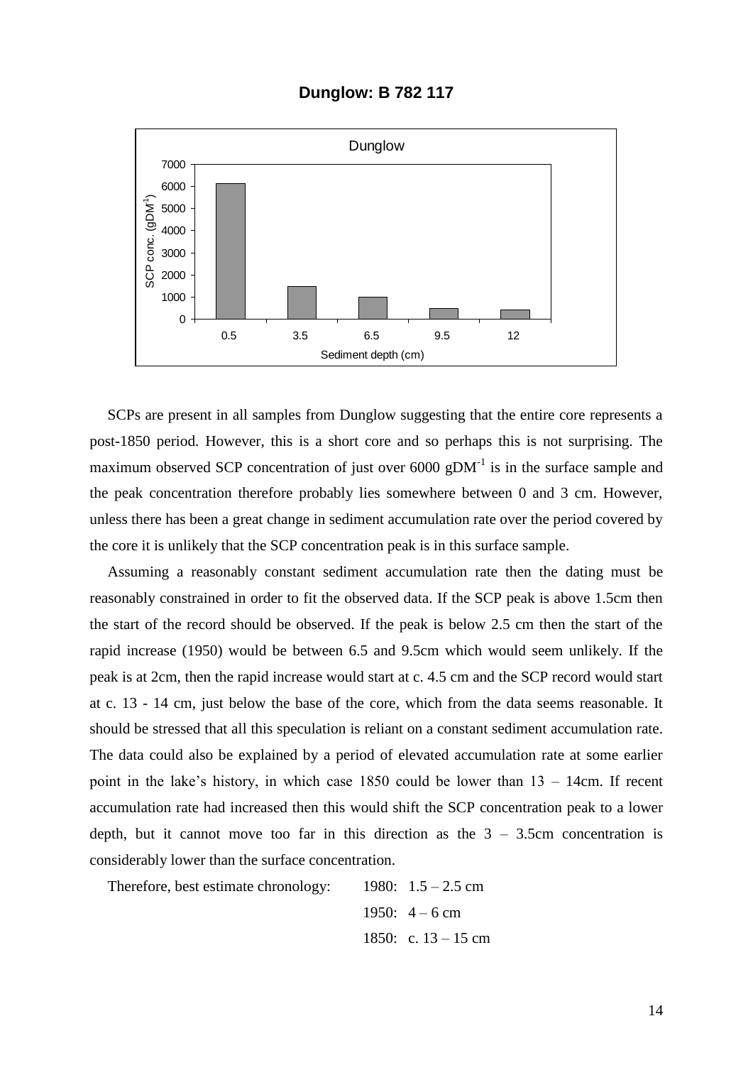## Dunglow: B 782 117

SCPs are present in all samples from Dunglow suggesting that the entire core represents a post-1850 period. However, this is a short core and so perhaps this is not surprising. The maximum observed SCP concentration of just over 6000 $gDM^{-1}$ is in the surface sample and the peak concentration therefore probably lies somewhere between 0 and 3 cm. However, unless there has been a great change in sediment accumulation rate over the period covered by the core it is unlikely that the SCP concentration peak is in this surface sample.

Assuming a reasonably constant sediment accumulation rate then the dating must be reasonably constrained in order to fit the observed data. If the SCP peak is above 1.5cm then the start of the record should be observed. If the peak is below 2.5 cm then the start of the rapid increase (1950) would be between 6.5 and 9.5cm which would seem unlikely. If the peak is at 2cm, then the rapid increase would start at c. 4.5 cm and the SCP record would start at c. 13 - 14 cm, just below the base of the core, which from the data seems reasonable. It should be stressed that all this speculation is reliant on a constant sediment accumulation rate. The data could also be explained by a period of elevated accumulation rate at some earlier point in the lake's history, in which case 1850 could be lower than 13 – 14cm. If recent accumulation rate had increased then this would shift the SCP concentration peak to a lower depth, but it cannot move too far in this direction as the 3 – 3.5cm concentration is considerably lower than the surface concentration.

Therefore, best estimate chronology:

1980: 1.5 – 2.5 cm
1950: 4 – 6 cm
1850: c. 13 – 15 cm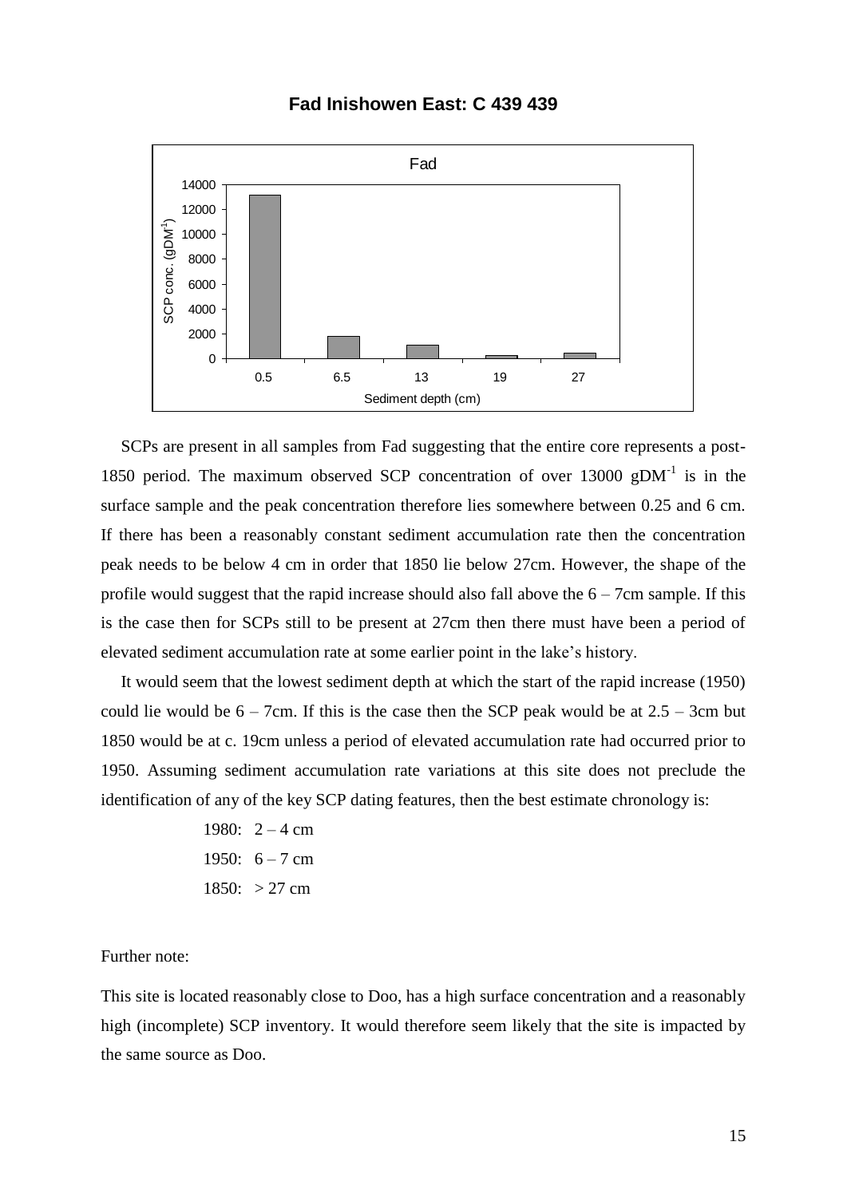# Fad Inishowen East: C 439 439

SCPs are present in all samples from Fad suggesting that the entire core represents a post-1850 period. The maximum observed SCP concentration of over 13000 $gDM^{-1}$ is in the surface sample and the peak concentration therefore lies somewhere between 0.25 and 6 cm. If there has been a reasonably constant sediment accumulation rate then the concentration peak needs to be below 4 cm in order that 1850 lie below 27cm. However, the shape of the profile would suggest that the rapid increase should also fall above the 6 – 7cm sample. If this is the case then for SCPs still to be present at 27cm then there must have been a period of elevated sediment accumulation rate at some earlier point in the lake's history.

It would seem that the lowest sediment depth at which the start of the rapid increase (1950) could lie would be 6 – 7cm. If this is the case then the SCP peak would be at 2.5 – 3cm but 1850 would be at c. 19cm unless a period of elevated accumulation rate had occurred prior to 1950. Assuming sediment accumulation rate variations at this site does not preclude the identification of any of the key SCP dating features, then the best estimate chronology is:

1980: 2 – 4 cm

1950: 6 – 7 cm

1850: > 27 cm

Further note:

This site is located reasonably close to Doo, has a high surface concentration and a reasonably high (incomplete) SCP inventory. It would therefore seem likely that the site is impacted by the same source as Doo.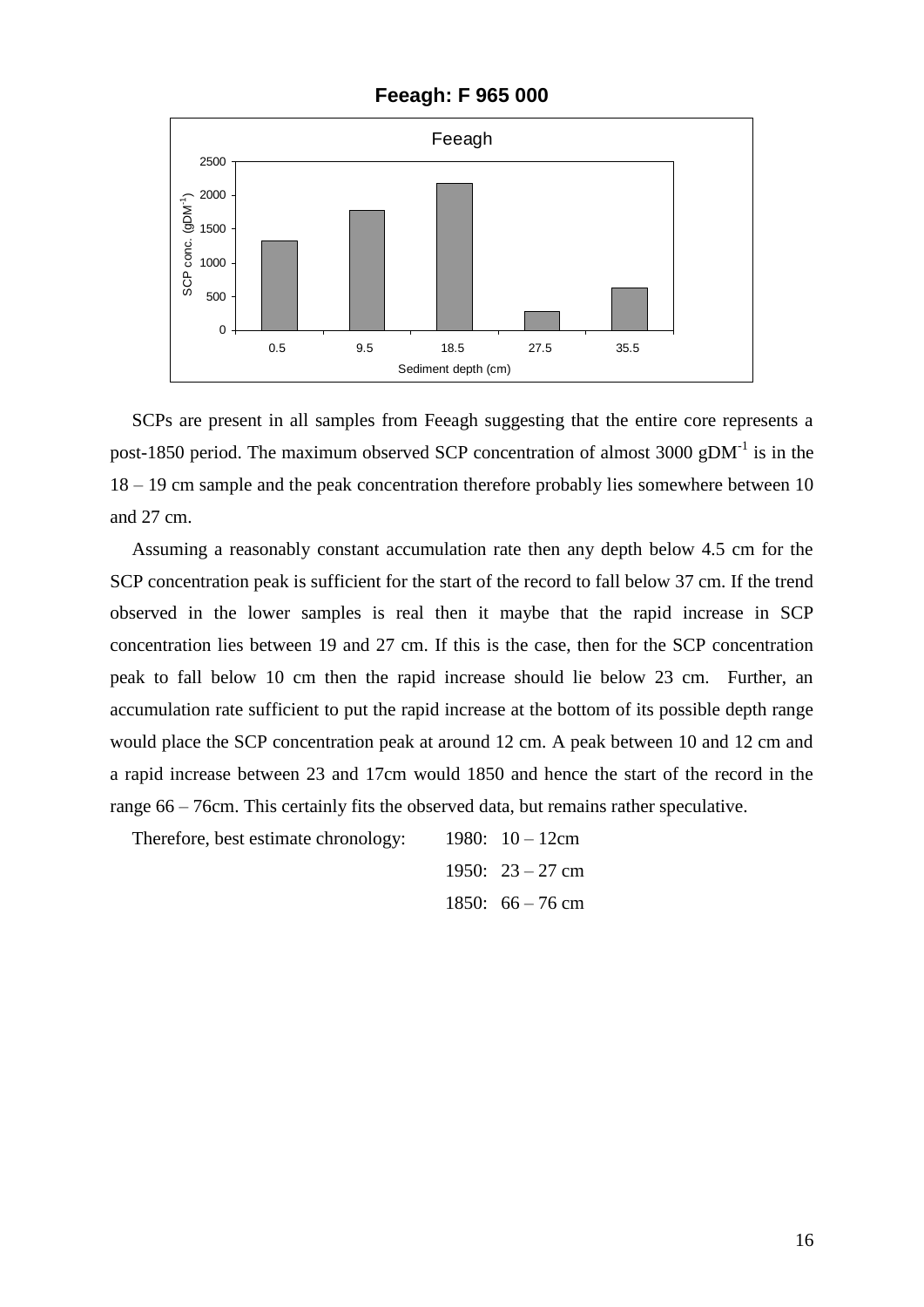**Feeagh: F 965 000**

SCPs are present in all samples from Feeagh suggesting that the entire core represents a post-1850 period. The maximum observed SCP concentration of almost 3000 $gDM^{-1}$ is in the 18 – 19 cm sample and the peak concentration therefore probably lies somewhere between 10 and 27 cm.

Assuming a reasonably constant accumulation rate then any depth below 4.5 cm for the SCP concentration peak is sufficient for the start of the record to fall below 37 cm. If the trend observed in the lower samples is real then it maybe that the rapid increase in SCP concentration lies between 19 and 27 cm. If this is the case, then for the SCP concentration peak to fall below 10 cm then the rapid increase should lie below 23 cm. Further, an accumulation rate sufficient to put the rapid increase at the bottom of its possible depth range would place the SCP concentration peak at around 12 cm. A peak between 10 and 12 cm and a rapid increase between 23 and 17cm would 1850 and hence the start of the record in the range 66 – 76cm. This certainly fits the observed data, but remains rather speculative.

Therefore, best estimate chronology:

1980: 10 – 12cm

1950: 23 – 27 cm

1850: 66 – 76 cm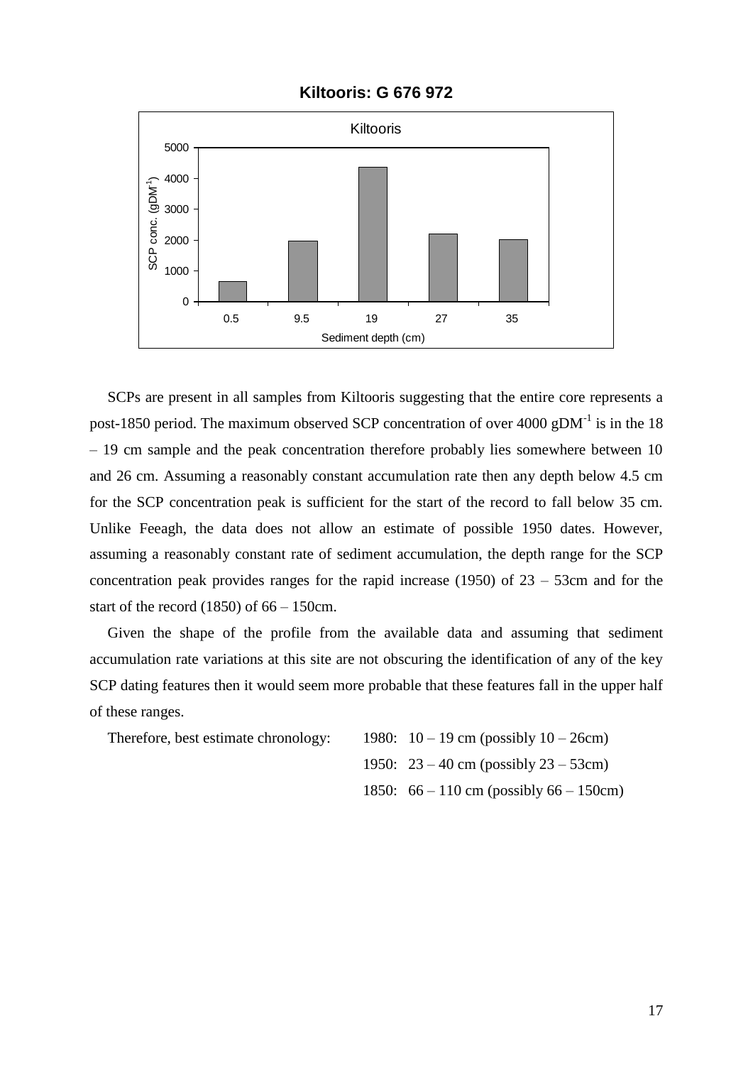## Kiltooris: G 676 972

SCPs are present in all samples from Kiltooris suggesting that the entire core represents a post-1850 period. The maximum observed SCP concentration of over 4000 $gDM^{-1}$ is in the 18 – 19 cm sample and the peak concentration therefore probably lies somewhere between 10 and 26 cm. Assuming a reasonably constant accumulation rate then any depth below 4.5 cm for the SCP concentration peak is sufficient for the start of the record to fall below 35 cm. Unlike Feeagh, the data does not allow an estimate of possible 1950 dates. However, assuming a reasonably constant rate of sediment accumulation, the depth range for the SCP concentration peak provides ranges for the rapid increase (1950) of 23 – 53cm and for the start of the record (1850) of 66 – 150cm.

Given the shape of the profile from the available data and assuming that sediment accumulation rate variations at this site are not obscuring the identification of any of the key SCP dating features then it would seem more probable that these features fall in the upper half of these ranges.

Therefore, best estimate chronology:

1980: 10 – 19 cm (possibly 10 – 26cm)
1950: 23 – 40 cm (possibly 23 – 53cm)
1850: 66 – 110 cm (possibly 66 – 150cm)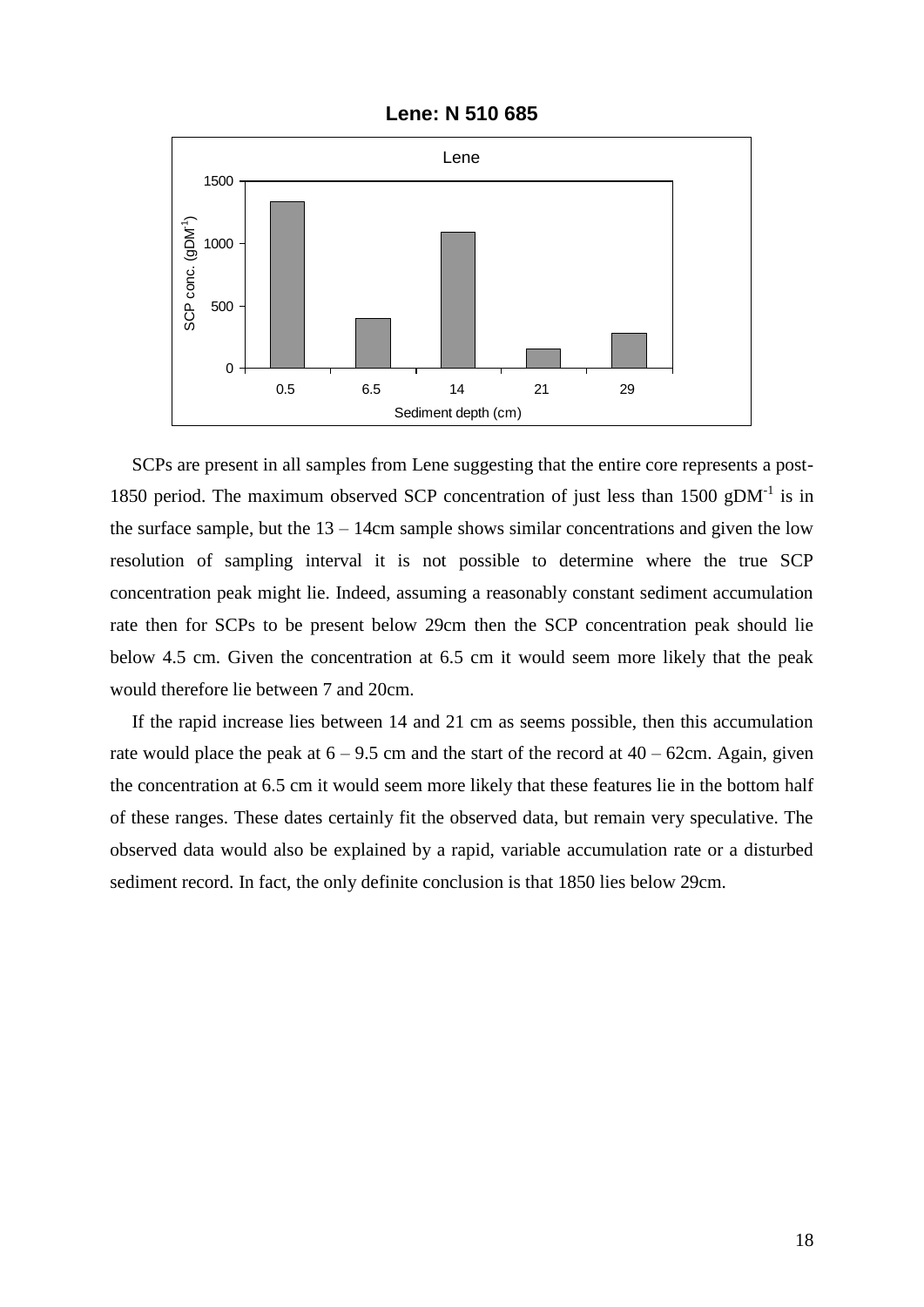**Lene: N 510 685**

SCPs are present in all samples from Lene suggesting that the entire core represents a post-1850 period. The maximum observed SCP concentration of just less than 1500 $gDM^{-1}$ is in the surface sample, but the 13 – 14cm sample shows similar concentrations and given the low resolution of sampling interval it is not possible to determine where the true SCP concentration peak might lie. Indeed, assuming a reasonably constant sediment accumulation rate then for SCPs to be present below 29cm then the SCP concentration peak should lie below 4.5 cm. Given the concentration at 6.5 cm it would seem more likely that the peak would therefore lie between 7 and 20cm.

If the rapid increase lies between 14 and 21 cm as seems possible, then this accumulation rate would place the peak at 6 – 9.5 cm and the start of the record at 40 – 62cm. Again, given the concentration at 6.5 cm it would seem more likely that these features lie in the bottom half of these ranges. These dates certainly fit the observed data, but remain very speculative. The observed data would also be explained by a rapid, variable accumulation rate or a disturbed sediment record. In fact, the only definite conclusion is that 1850 lies below 29cm.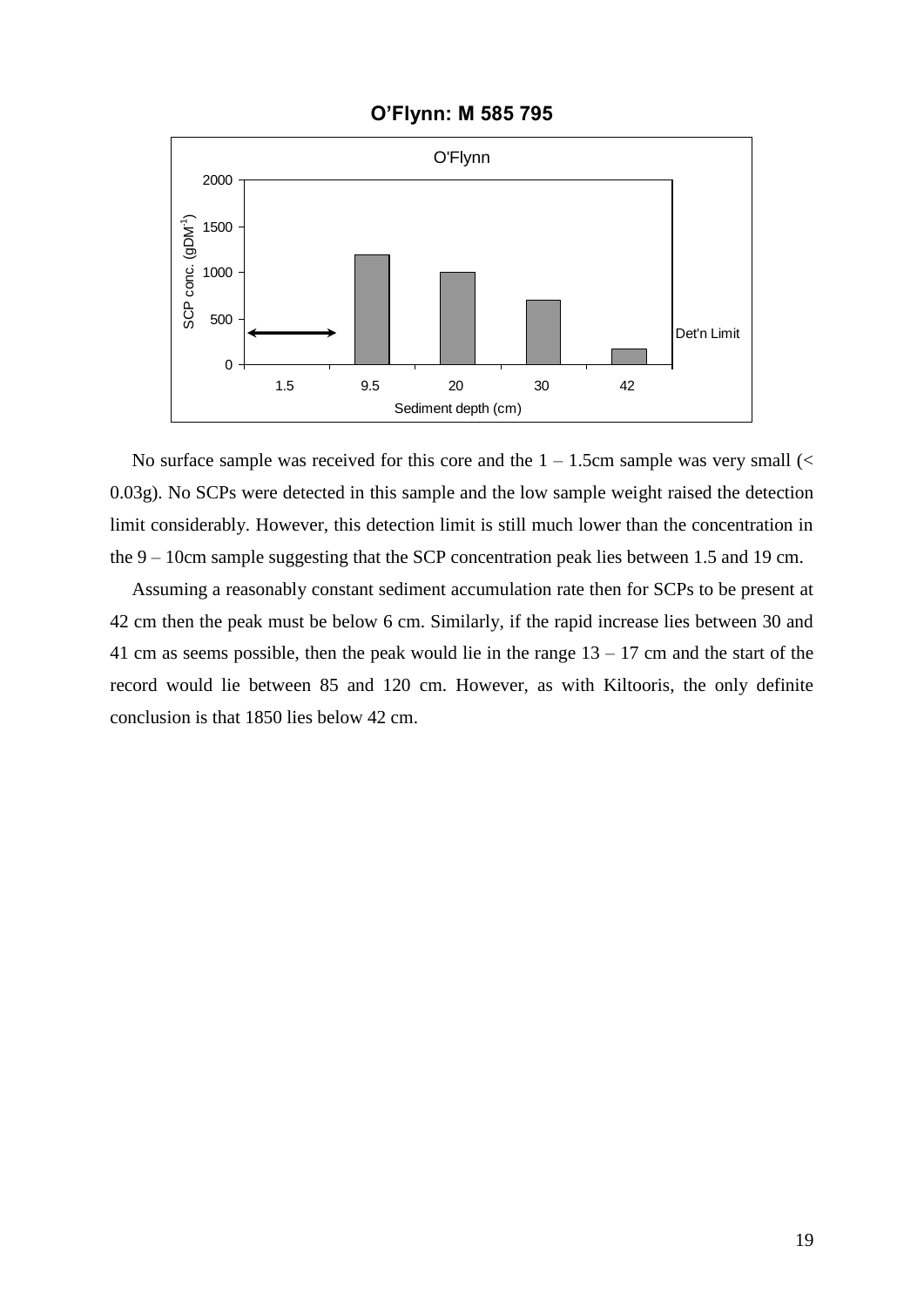## O'Flynn: M 585 795

No surface sample was received for this core and the 1 – 1.5cm sample was very small (< 0.03g). No SCPs were detected in this sample and the low sample weight raised the detection limit considerably. However, this detection limit is still much lower than the concentration in the 9 – 10cm sample suggesting that the SCP concentration peak lies between 1.5 and 19 cm.

Assuming a reasonably constant sediment accumulation rate then for SCPs to be present at 42 cm then the peak must be below 6 cm. Similarly, if the rapid increase lies between 30 and 41 cm as seems possible, then the peak would lie in the range 13 – 17 cm and the start of the record would lie between 85 and 120 cm. However, as with Kiltooris, the only definite conclusion is that 1850 lies below 42 cm.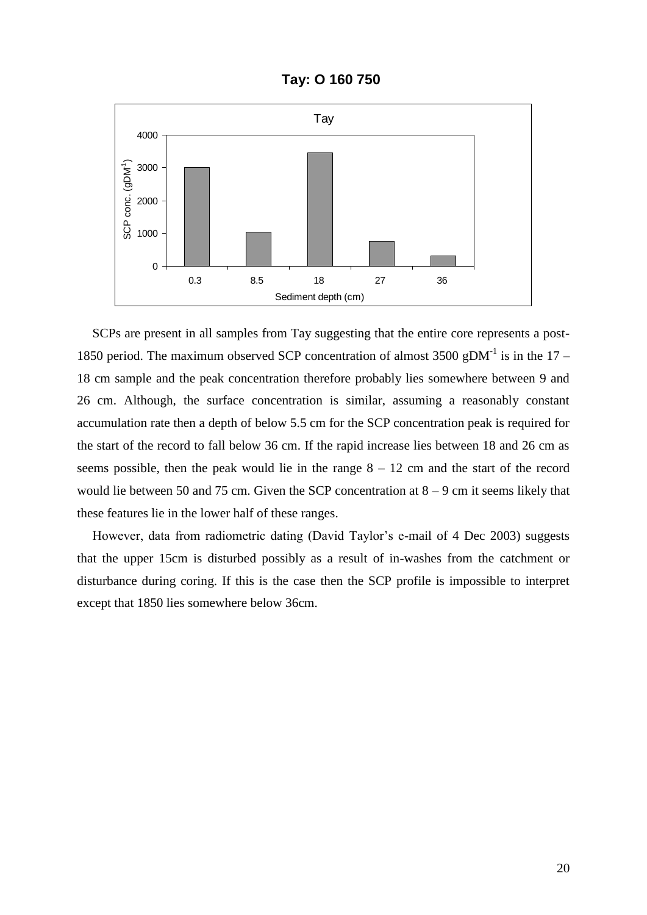**Tay: O 160 750**

SCPs are present in all samples from Tay suggesting that the entire core represents a post-1850 period. The maximum observed SCP concentration of almost 3500 $gDM^{-1}$ is in the 17 – 18 cm sample and the peak concentration therefore probably lies somewhere between 9 and 26 cm. Although, the surface concentration is similar, assuming a reasonably constant accumulation rate then a depth of below 5.5 cm for the SCP concentration peak is required for the start of the record to fall below 36 cm. If the rapid increase lies between 18 and 26 cm as seems possible, then the peak would lie in the range 8 – 12 cm and the start of the record would lie between 50 and 75 cm. Given the SCP concentration at 8 – 9 cm it seems likely that these features lie in the lower half of these ranges.

However, data from radiometric dating (David Taylor's e-mail of 4 Dec 2003) suggests that the upper 15cm is disturbed possibly as a result of in-washes from the catchment or disturbance during coring. If this is the case then the SCP profile is impossible to interpret except that 1850 lies somewhere below 36cm.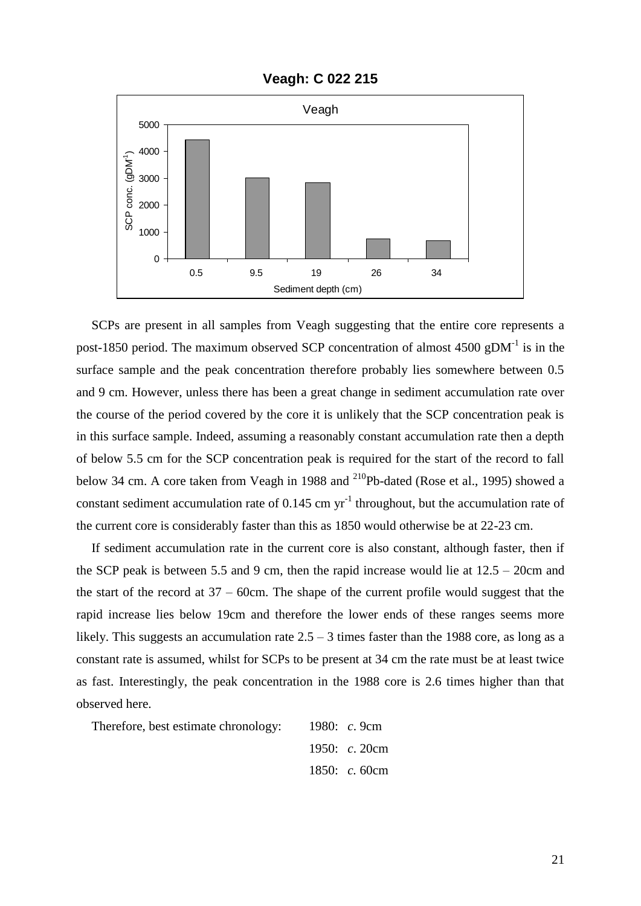**Veagh: C 022 215**

SCPs are present in all samples from Veagh suggesting that the entire core represents a post-1850 period. The maximum observed SCP concentration of almost 4500 $gDM^{-1}$ is in the surface sample and the peak concentration therefore probably lies somewhere between 0.5 and 9 cm. However, unless there has been a great change in sediment accumulation rate over the course of the period covered by the core it is unlikely that the SCP concentration peak is in this surface sample. Indeed, assuming a reasonably constant accumulation rate then a depth of below 5.5 cm for the SCP concentration peak is required for the start of the record to fall below 34 cm. A core taken from Veagh in 1988 and $^{210}$Pb-dated (Rose et al., 1995) showed a constant sediment accumulation rate of 0.145 cm $yr^{-1}$ throughout, but the accumulation rate of the current core is considerably faster than this as 1850 would otherwise be at 22-23 cm.

If sediment accumulation rate in the current core is also constant, although faster, then if the SCP peak is between 5.5 and 9 cm, then the rapid increase would lie at 12.5 – 20cm and the start of the record at 37 – 60cm. The shape of the current profile would suggest that the rapid increase lies below 19cm and therefore the lower ends of these ranges seems more likely. This suggests an accumulation rate 2.5 – 3 times faster than the 1988 core, as long as a constant rate is assumed, whilst for SCPs to be present at 34 cm the rate must be at least twice as fast. Interestingly, the peak concentration in the 1988 core is 2.6 times higher than that observed here.

Therefore, best estimate chronology:

1980: *c*. 9cm
1950: *c*. 20cm
1850: *c*. 60cm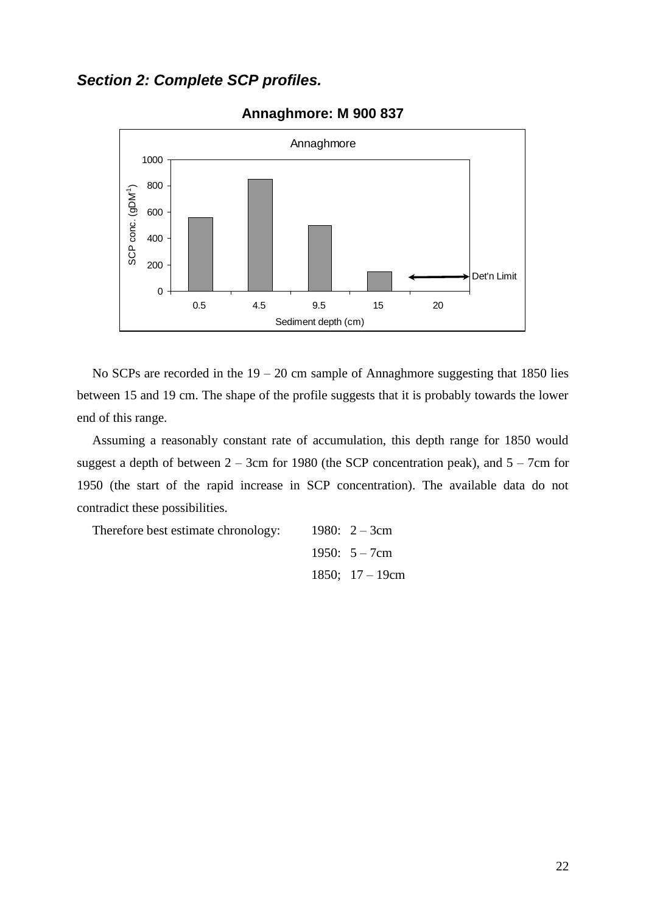## *Section 2: Complete SCP profiles.*

**Annaghmore: M 900 837**

No SCPs are recorded in the 19 – 20 cm sample of Annaghmore suggesting that 1850 lies between 15 and 19 cm. The shape of the profile suggests that it is probably towards the lower end of this range.

Assuming a reasonably constant rate of accumulation, this depth range for 1850 would suggest a depth of between 2 – 3cm for 1980 (the SCP concentration peak), and 5 – 7cm for 1950 (the start of the rapid increase in SCP concentration). The available data do not contradict these possibilities.

Therefore best estimate chronology:

1980: 2 – 3cm

1950: 5 – 7cm

1850; 17 – 19cm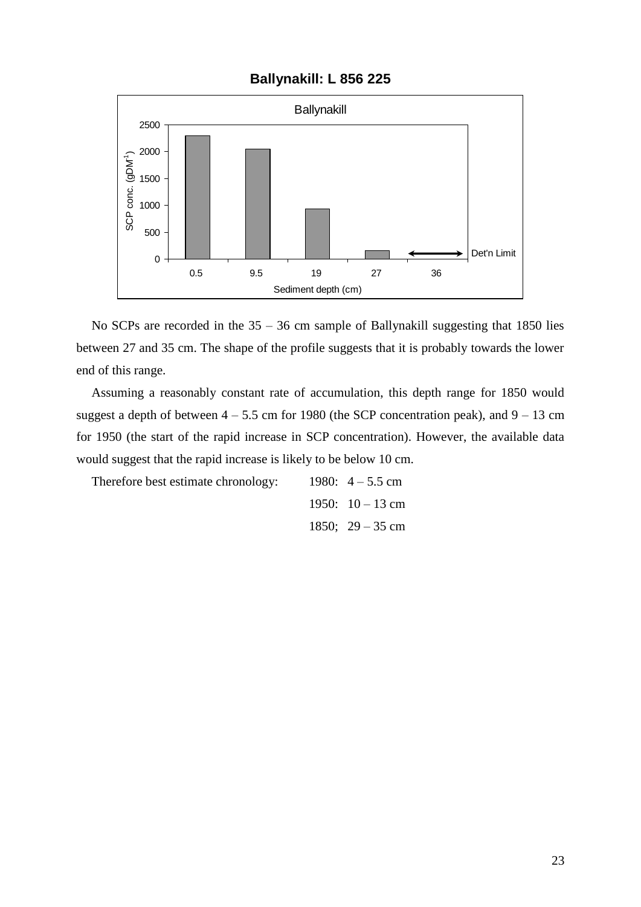## Ballynakill: L 856 225

No SCPs are recorded in the 35 – 36 cm sample of Ballynakill suggesting that 1850 lies between 27 and 35 cm. The shape of the profile suggests that it is probably towards the lower end of this range.

Assuming a reasonably constant rate of accumulation, this depth range for 1850 would suggest a depth of between 4 – 5.5 cm for 1980 (the SCP concentration peak), and 9 – 13 cm for 1950 (the start of the rapid increase in SCP concentration). However, the available data would suggest that the rapid increase is likely to be below 10 cm.

Therefore best estimate chronology:

1980: 4 – 5.5 cm
1950: 10 – 13 cm
1850; 29 – 35 cm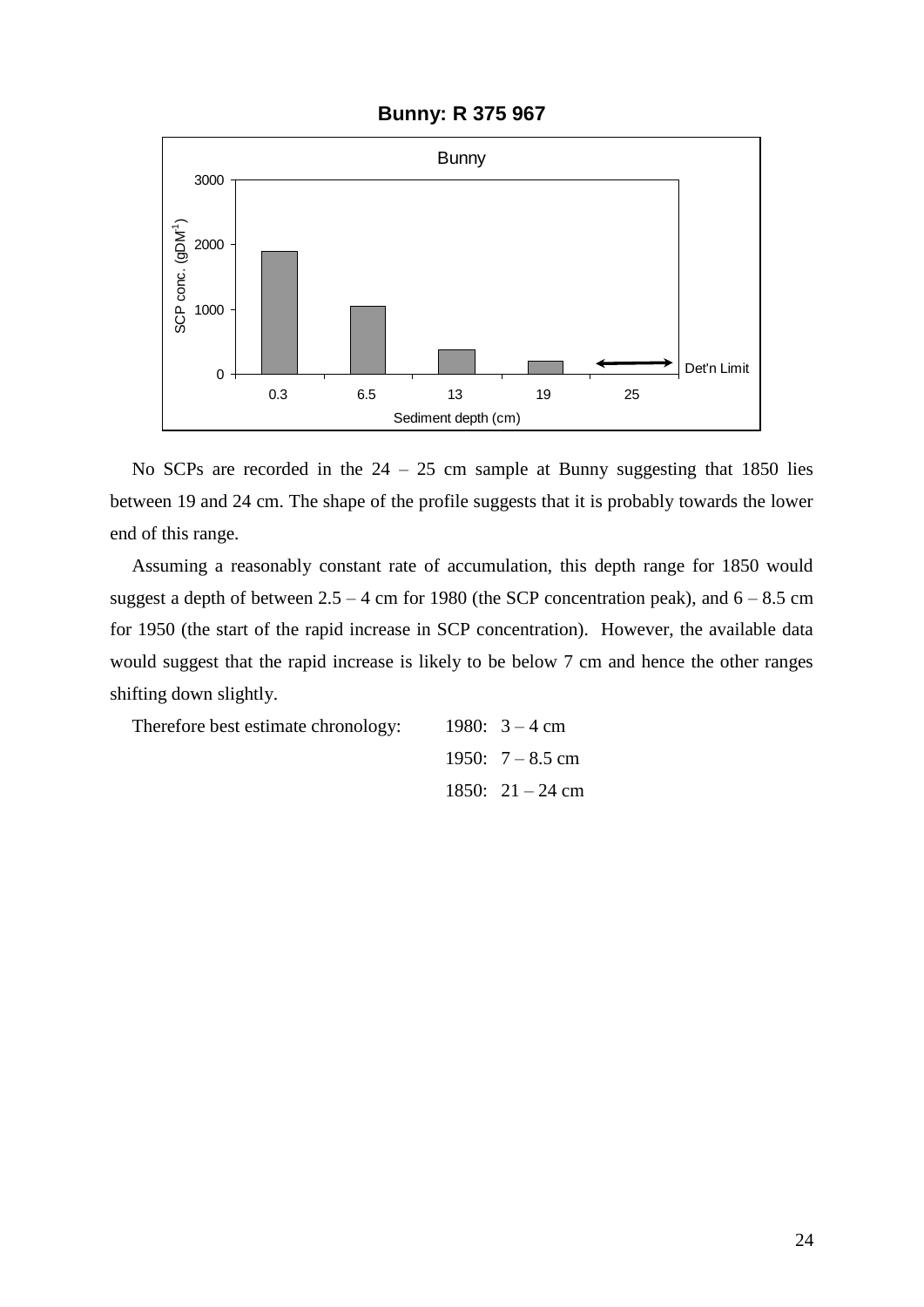**Bunny: R 375 967**

No SCPs are recorded in the 24 – 25 cm sample at Bunny suggesting that 1850 lies between 19 and 24 cm. The shape of the profile suggests that it is probably towards the lower end of this range.

Assuming a reasonably constant rate of accumulation, this depth range for 1850 would suggest a depth of between 2.5 – 4 cm for 1980 (the SCP concentration peak), and 6 – 8.5 cm for 1950 (the start of the rapid increase in SCP concentration). However, the available data would suggest that the rapid increase is likely to be below 7 cm and hence the other ranges shifting down slightly.

Therefore best estimate chronology:

- 1980: 3 – 4 cm
- 1950: 7 – 8.5 cm
- 1850: 21 – 24 cm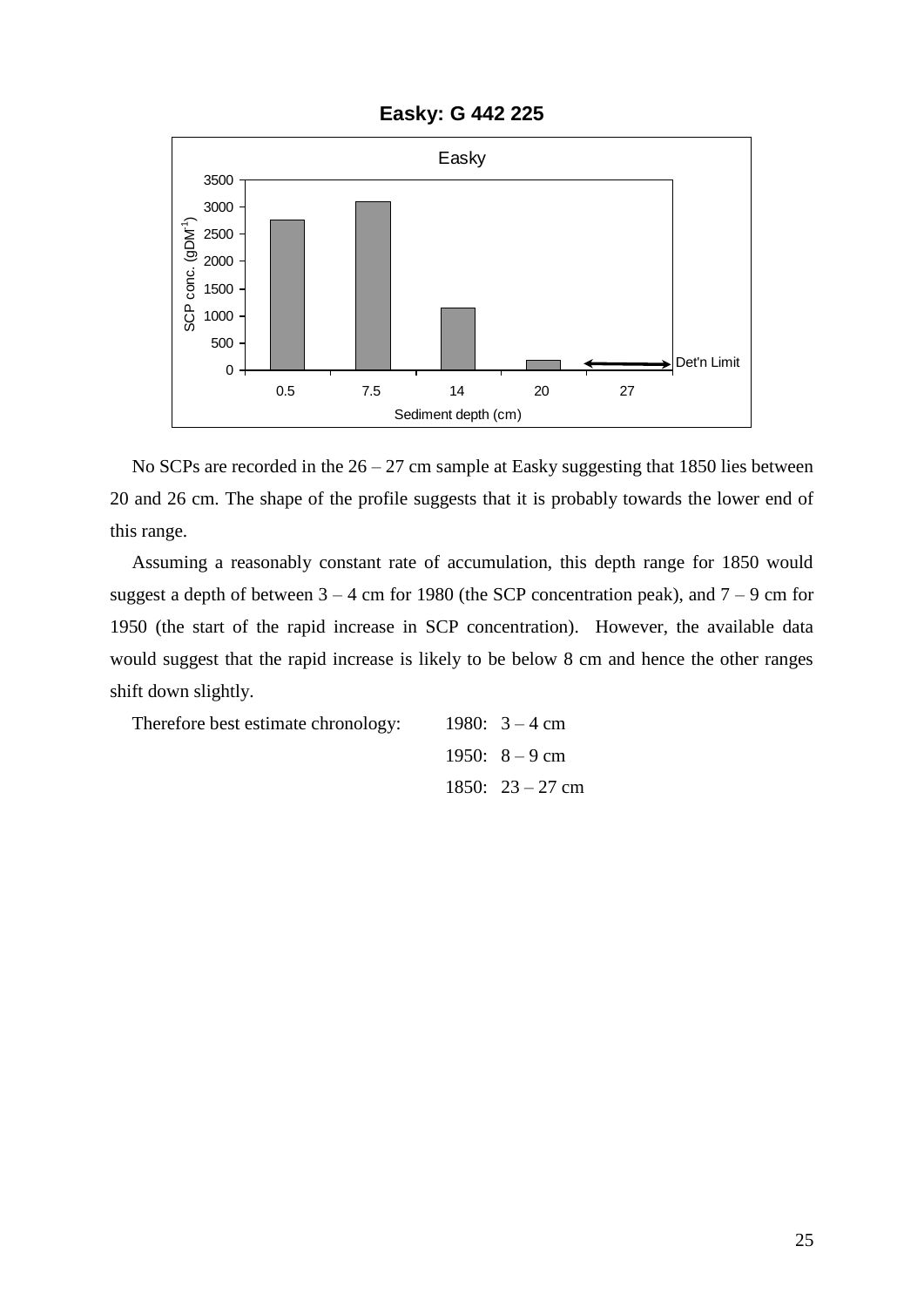**Easky: G 442 225**

No SCPs are recorded in the 26 – 27 cm sample at Easky suggesting that 1850 lies between 20 and 26 cm. The shape of the profile suggests that it is probably towards the lower end of this range.

Assuming a reasonably constant rate of accumulation, this depth range for 1850 would suggest a depth of between 3 – 4 cm for 1980 (the SCP concentration peak), and 7 – 9 cm for 1950 (the start of the rapid increase in SCP concentration). However, the available data would suggest that the rapid increase is likely to be below 8 cm and hence the other ranges shift down slightly.

Therefore best estimate chronology:

1980: 3 – 4 cm
1950: 8 – 9 cm
1850: 23 – 27 cm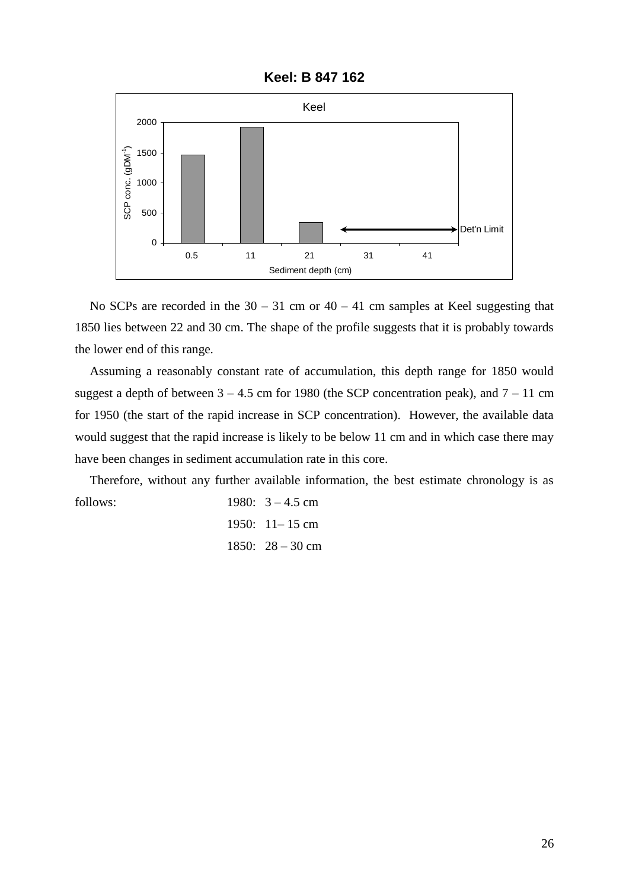**Keel: B 847 162**

No SCPs are recorded in the 30 – 31 cm or 40 – 41 cm samples at Keel suggesting that 1850 lies between 22 and 30 cm. The shape of the profile suggests that it is probably towards the lower end of this range.

Assuming a reasonably constant rate of accumulation, this depth range for 1850 would suggest a depth of between 3 – 4.5 cm for 1980 (the SCP concentration peak), and 7 – 11 cm for 1950 (the start of the rapid increase in SCP concentration). However, the available data would suggest that the rapid increase is likely to be below 11 cm and in which case there may have been changes in sediment accumulation rate in this core.

Therefore, without any further available information, the best estimate chronology is as follows:

1980: 3 – 4.5 cm
1950: 11– 15 cm
1850: 28 – 30 cm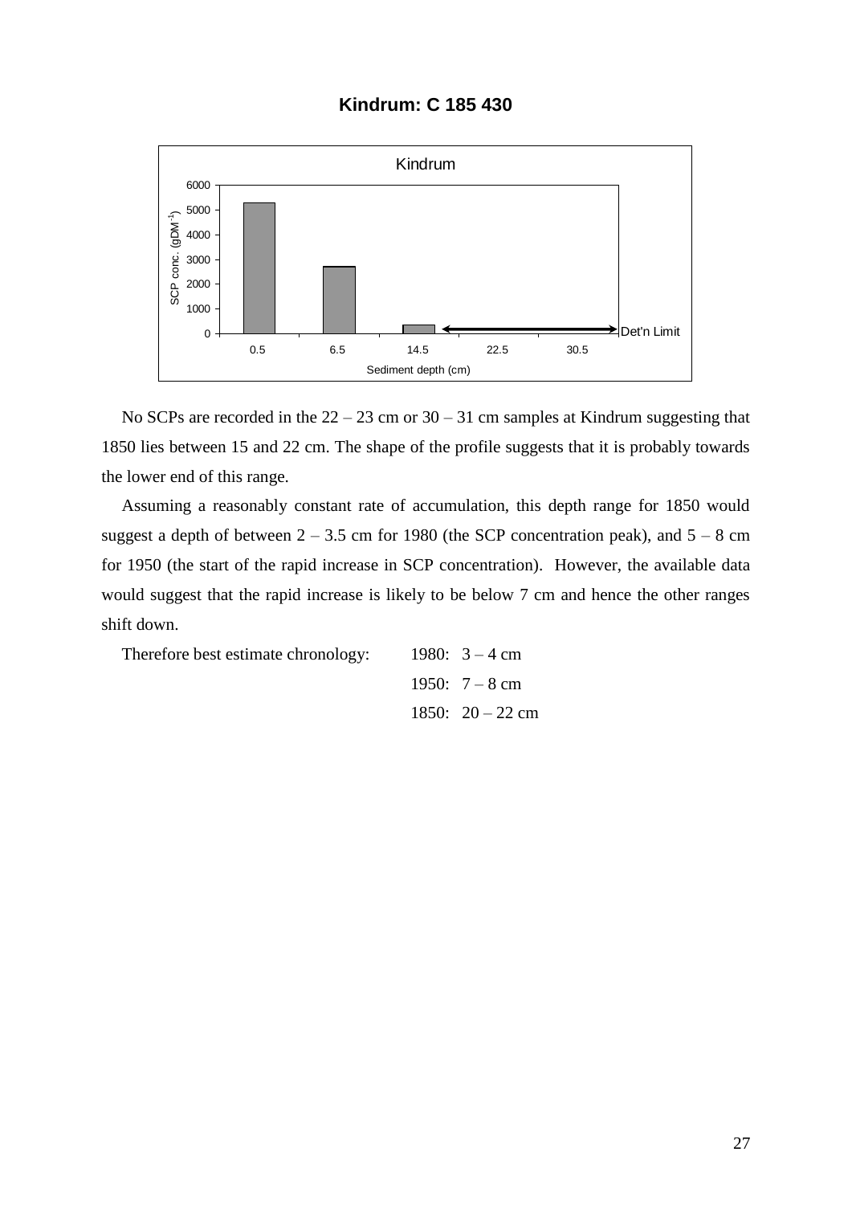**Kindrum: C 185 430**

No SCPs are recorded in the 22 – 23 cm or 30 – 31 cm samples at Kindrum suggesting that 1850 lies between 15 and 22 cm. The shape of the profile suggests that it is probably towards the lower end of this range.

Assuming a reasonably constant rate of accumulation, this depth range for 1850 would suggest a depth of between 2 – 3.5 cm for 1980 (the SCP concentration peak), and 5 – 8 cm for 1950 (the start of the rapid increase in SCP concentration). However, the available data would suggest that the rapid increase is likely to be below 7 cm and hence the other ranges shift down.

Therefore best estimate chronology:

1980: 3 – 4 cm
1950: 7 – 8 cm
1850: 20 – 22 cm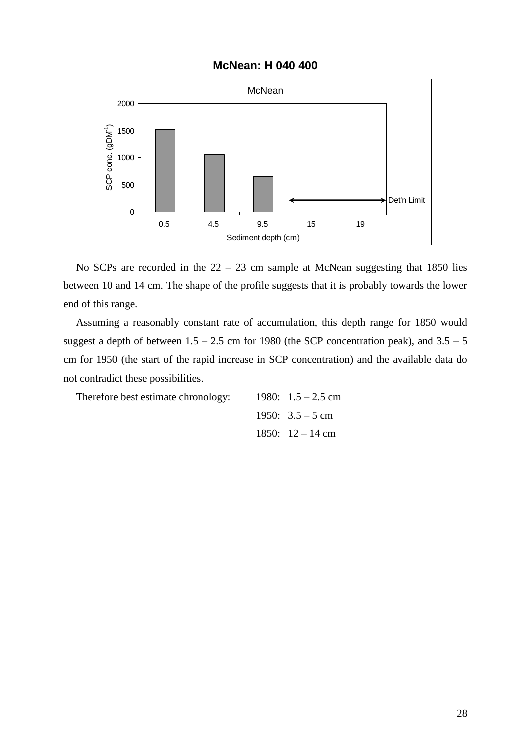**McNean: H 040 400**

No SCPs are recorded in the 22 – 23 cm sample at McNean suggesting that 1850 lies between 10 and 14 cm. The shape of the profile suggests that it is probably towards the lower end of this range.

Assuming a reasonably constant rate of accumulation, this depth range for 1850 would suggest a depth of between 1.5 – 2.5 cm for 1980 (the SCP concentration peak), and 3.5 – 5 cm for 1950 (the start of the rapid increase in SCP concentration) and the available data do not contradict these possibilities.

Therefore best estimate chronology:

1980: 1.5 – 2.5 cm
1950: 3.5 – 5 cm
1850: 12 – 14 cm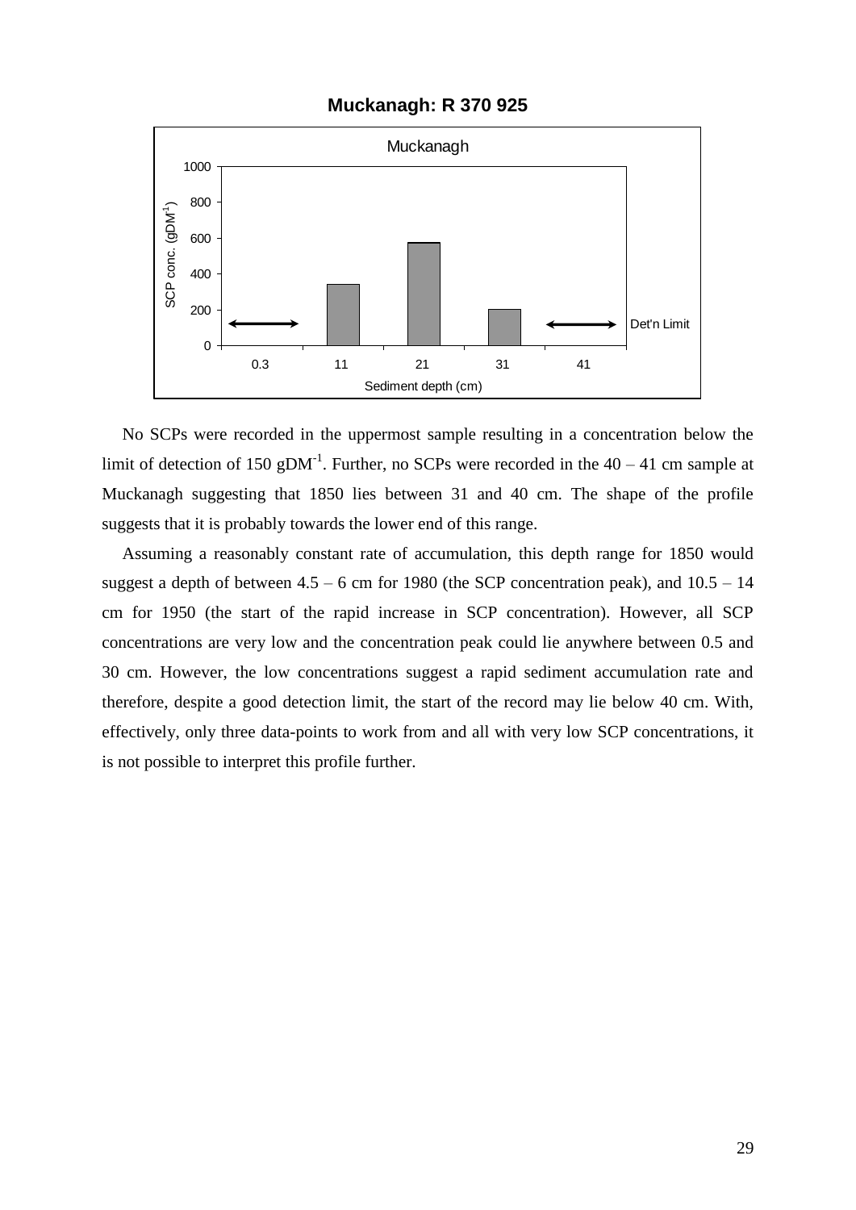**Muckanagh: R 370 925**

No SCPs were recorded in the uppermost sample resulting in a concentration below the limit of detection of 150 $gDM^{-1}$. Further, no SCPs were recorded in the 40 – 41 cm sample at Muckanagh suggesting that 1850 lies between 31 and 40 cm. The shape of the profile suggests that it is probably towards the lower end of this range.

Assuming a reasonably constant rate of accumulation, this depth range for 1850 would suggest a depth of between 4.5 – 6 cm for 1980 (the SCP concentration peak), and 10.5 – 14 cm for 1950 (the start of the rapid increase in SCP concentration). However, all SCP concentrations are very low and the concentration peak could lie anywhere between 0.5 and 30 cm. However, the low concentrations suggest a rapid sediment accumulation rate and therefore, despite a good detection limit, the start of the record may lie below 40 cm. With, effectively, only three data-points to work from and all with very low SCP concentrations, it is not possible to interpret this profile further.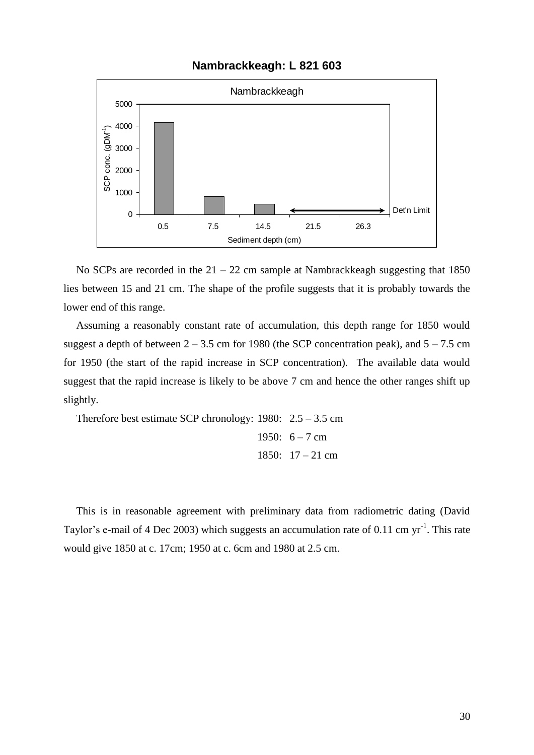## Nambrackkeagh: L 821 603

No SCPs are recorded in the 21 – 22 cm sample at Nambrackkeagh suggesting that 1850 lies between 15 and 21 cm. The shape of the profile suggests that it is probably towards the lower end of this range.

Assuming a reasonably constant rate of accumulation, this depth range for 1850 would suggest a depth of between 2 – 3.5 cm for 1980 (the SCP concentration peak), and 5 – 7.5 cm for 1950 (the start of the rapid increase in SCP concentration). The available data would suggest that the rapid increase is likely to be above 7 cm and hence the other ranges shift up slightly.

Therefore best estimate SCP chronology: 1980: 2.5 – 3.5 cm

1950: 6 – 7 cm

1850: 17 – 21 cm

This is in reasonable agreement with preliminary data from radiometric dating (David Taylor's e-mail of 4 Dec 2003) which suggests an accumulation rate of 0.11 cm $yr^{-1}$. This rate would give 1850 at c. 17cm; 1950 at c. 6cm and 1980 at 2.5 cm.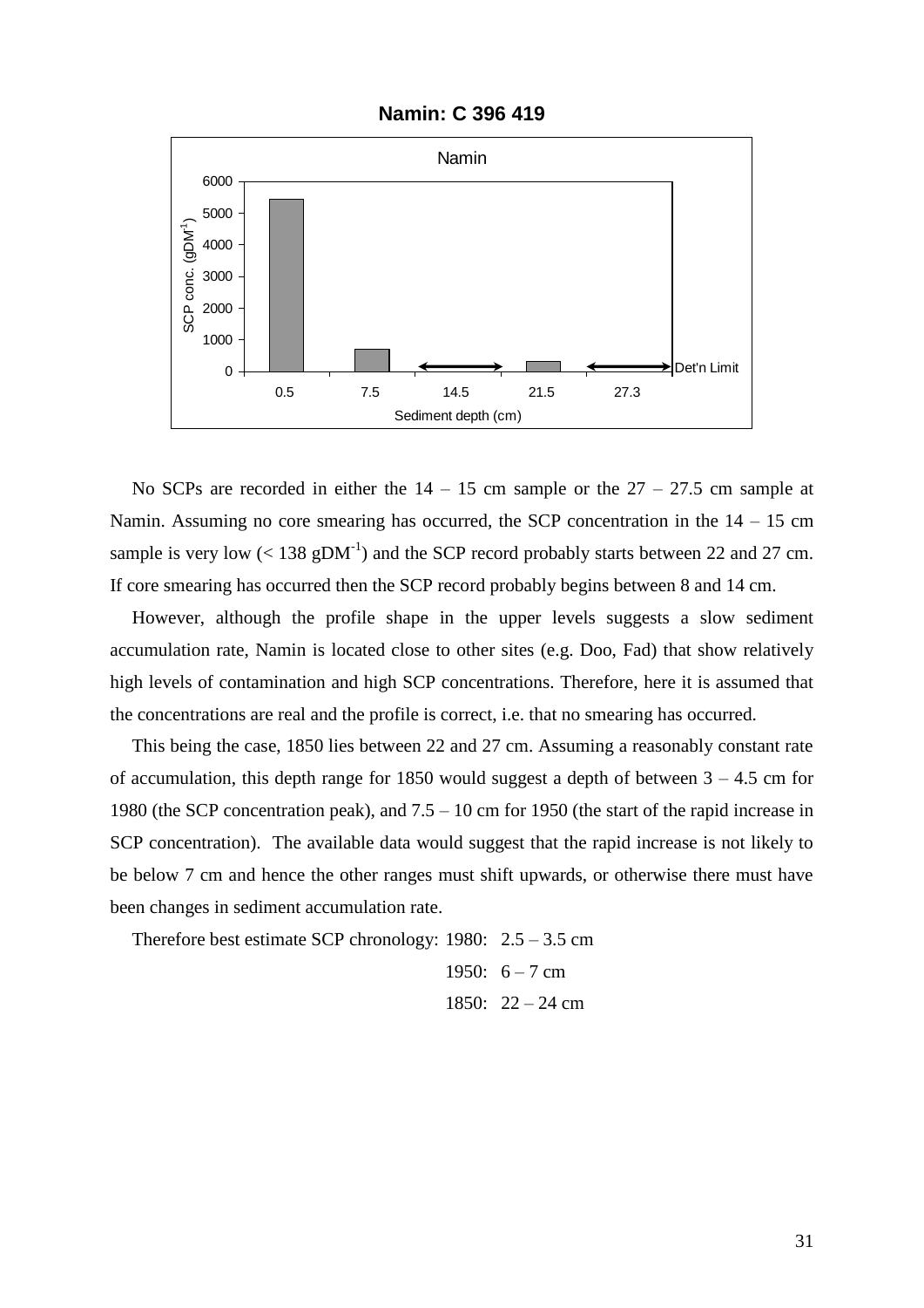**Namin: C 396 419**

No SCPs are recorded in either the 14 – 15 cm sample or the 27 – 27.5 cm sample at Namin. Assuming no core smearing has occurred, the SCP concentration in the 14 – 15 cm sample is very low (< 138 gDM$^{-1}$) and the SCP record probably starts between 22 and 27 cm. If core smearing has occurred then the SCP record probably begins between 8 and 14 cm.

However, although the profile shape in the upper levels suggests a slow sediment accumulation rate, Namin is located close to other sites (e.g. Doo, Fad) that show relatively high levels of contamination and high SCP concentrations. Therefore, here it is assumed that the concentrations are real and the profile is correct, i.e. that no smearing has occurred.

This being the case, 1850 lies between 22 and 27 cm. Assuming a reasonably constant rate of accumulation, this depth range for 1850 would suggest a depth of between 3 – 4.5 cm for 1980 (the SCP concentration peak), and 7.5 – 10 cm for 1950 (the start of the rapid increase in SCP concentration). The available data would suggest that the rapid increase is not likely to be below 7 cm and hence the other ranges must shift upwards, or otherwise there must have been changes in sediment accumulation rate.

Therefore best estimate SCP chronology: 1980: 2.5 – 3.5 cm

1950: 6 – 7 cm

1850: 22 – 24 cm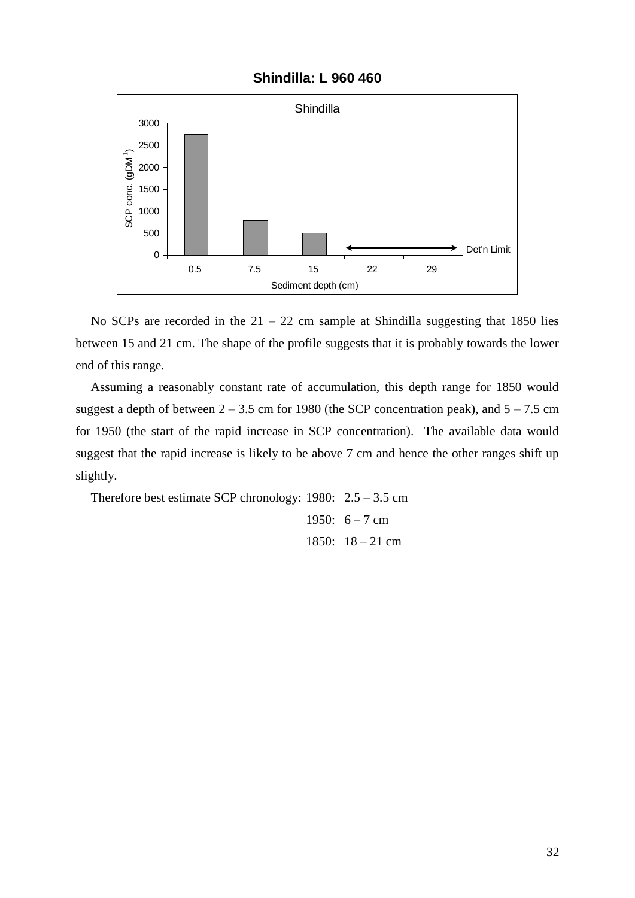**Shindilla: L 960 460**

No SCPs are recorded in the 21 – 22 cm sample at Shindilla suggesting that 1850 lies between 15 and 21 cm. The shape of the profile suggests that it is probably towards the lower end of this range.

Assuming a reasonably constant rate of accumulation, this depth range for 1850 would suggest a depth of between 2 – 3.5 cm for 1980 (the SCP concentration peak), and 5 – 7.5 cm for 1950 (the start of the rapid increase in SCP concentration). The available data would suggest that the rapid increase is likely to be above 7 cm and hence the other ranges shift up slightly.

Therefore best estimate SCP chronology:

| | |
|---|---|
| 1980: | 2.5 – 3.5 cm |
| 1950: | 6 – 7 cm |
| 1850: | 18 – 21 cm |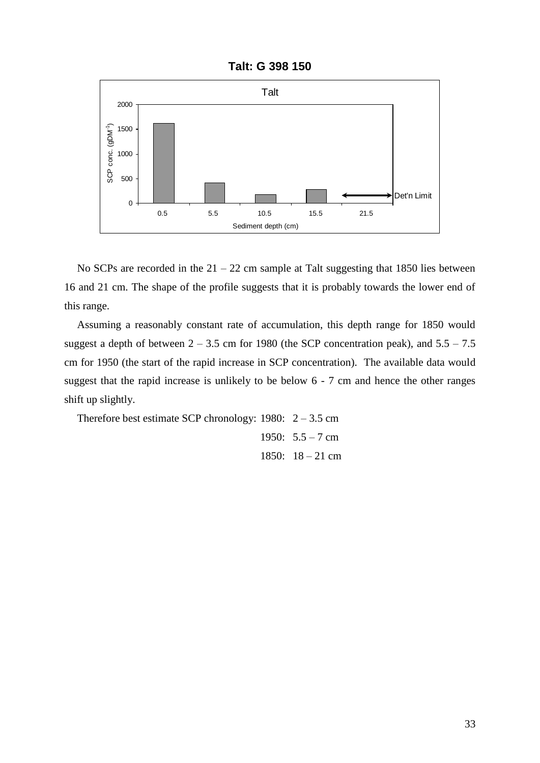**Talt: G 398 150**

No SCPs are recorded in the 21 – 22 cm sample at Talt suggesting that 1850 lies between 16 and 21 cm. The shape of the profile suggests that it is probably towards the lower end of this range.

Assuming a reasonably constant rate of accumulation, this depth range for 1850 would suggest a depth of between 2 – 3.5 cm for 1980 (the SCP concentration peak), and 5.5 – 7.5 cm for 1950 (the start of the rapid increase in SCP concentration). The available data would suggest that the rapid increase is unlikely to be below 6 - 7 cm and hence the other ranges shift up slightly.

Therefore best estimate SCP chronology:

1980: 2 – 3.5 cm
1950: 5.5 – 7 cm
1850: 18 – 21 cm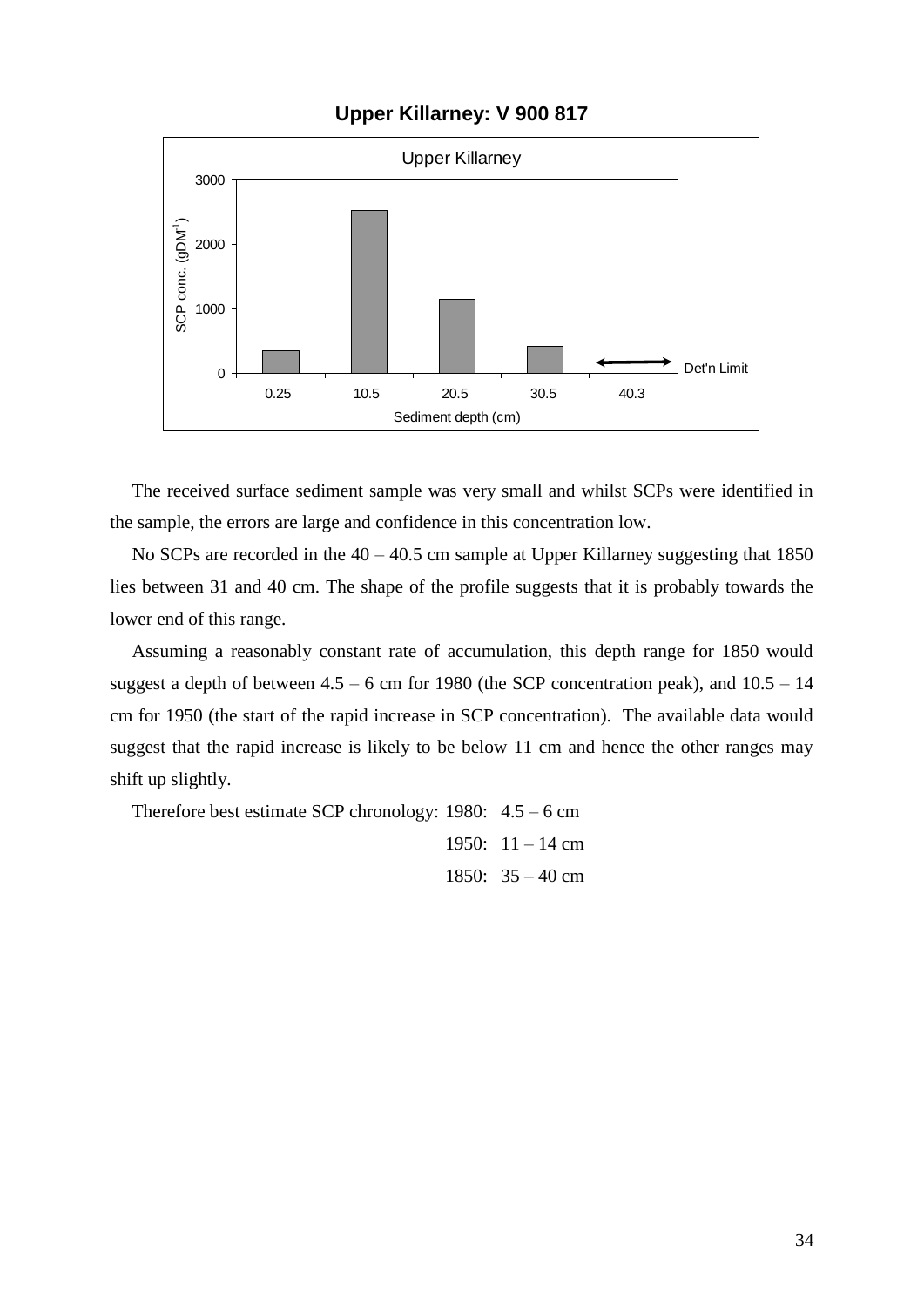## Upper Killarney: V 900 817

The received surface sediment sample was very small and whilst SCPs were identified in the sample, the errors are large and confidence in this concentration low.

No SCPs are recorded in the 40 – 40.5 cm sample at Upper Killarney suggesting that 1850 lies between 31 and 40 cm. The shape of the profile suggests that it is probably towards the lower end of this range.

Assuming a reasonably constant rate of accumulation, this depth range for 1850 would suggest a depth of between 4.5 – 6 cm for 1980 (the SCP concentration peak), and 10.5 – 14 cm for 1950 (the start of the rapid increase in SCP concentration). The available data would suggest that the rapid increase is likely to be below 11 cm and hence the other ranges may shift up slightly.

Therefore best estimate SCP chronology:

| | |
|---|---|
| 1980: | 4.5 – 6 cm |
| 1950: | 11 – 14 cm |
| 1850: | 35 – 40 cm |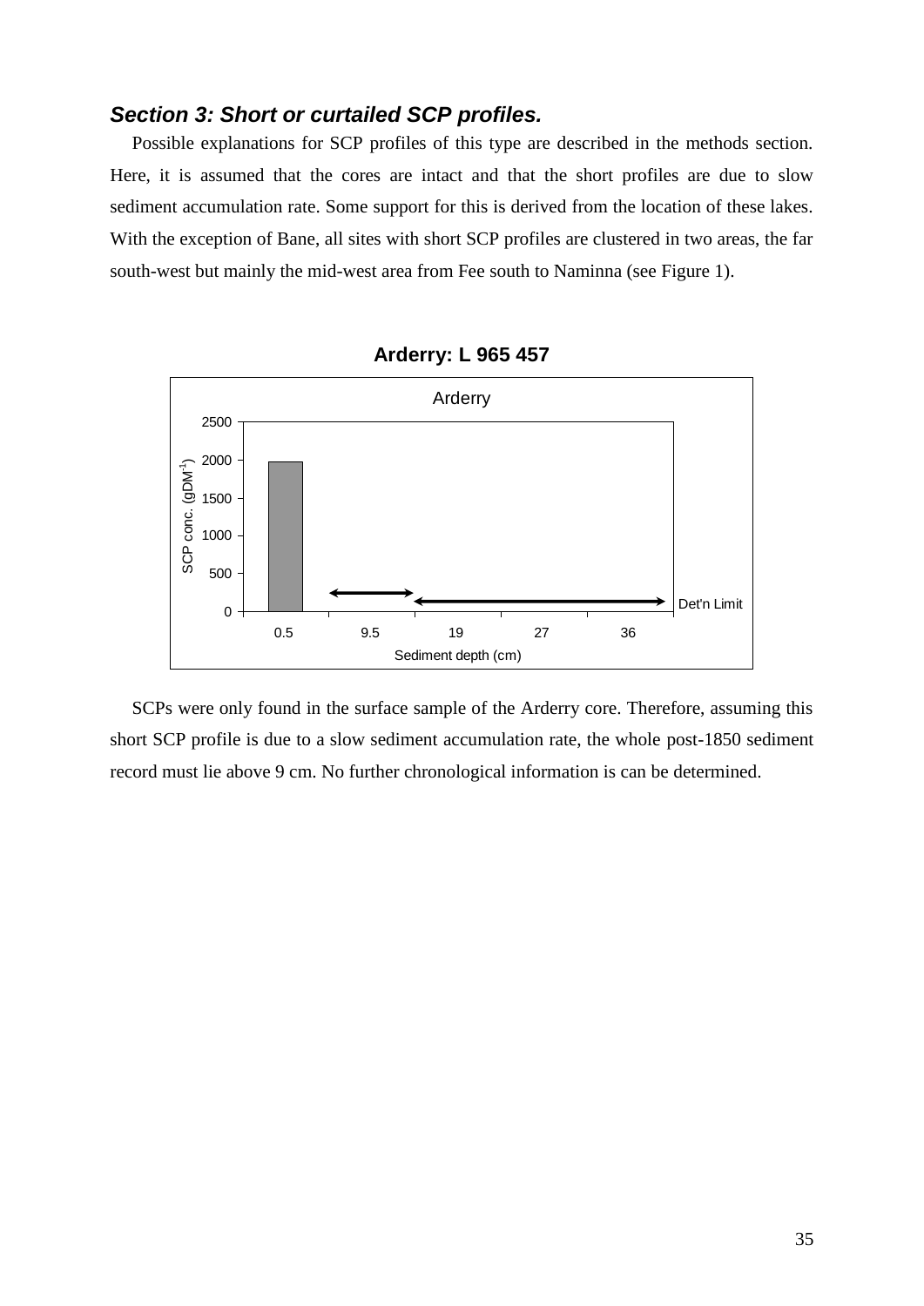## *Section 3: Short or curtailed SCP profiles.*

Possible explanations for SCP profiles of this type are described in the methods section. Here, it is assumed that the cores are intact and that the short profiles are due to slow sediment accumulation rate. Some support for this is derived from the location of these lakes. With the exception of Bane, all sites with short SCP profiles are clustered in two areas, the far south-west but mainly the mid-west area from Fee south to Naminna (see Figure 1).

**Arderry: L 965 457**

SCPs were only found in the surface sample of the Arderry core. Therefore, assuming this short SCP profile is due to a slow sediment accumulation rate, the whole post-1850 sediment record must lie above 9 cm. No further chronological information is can be determined.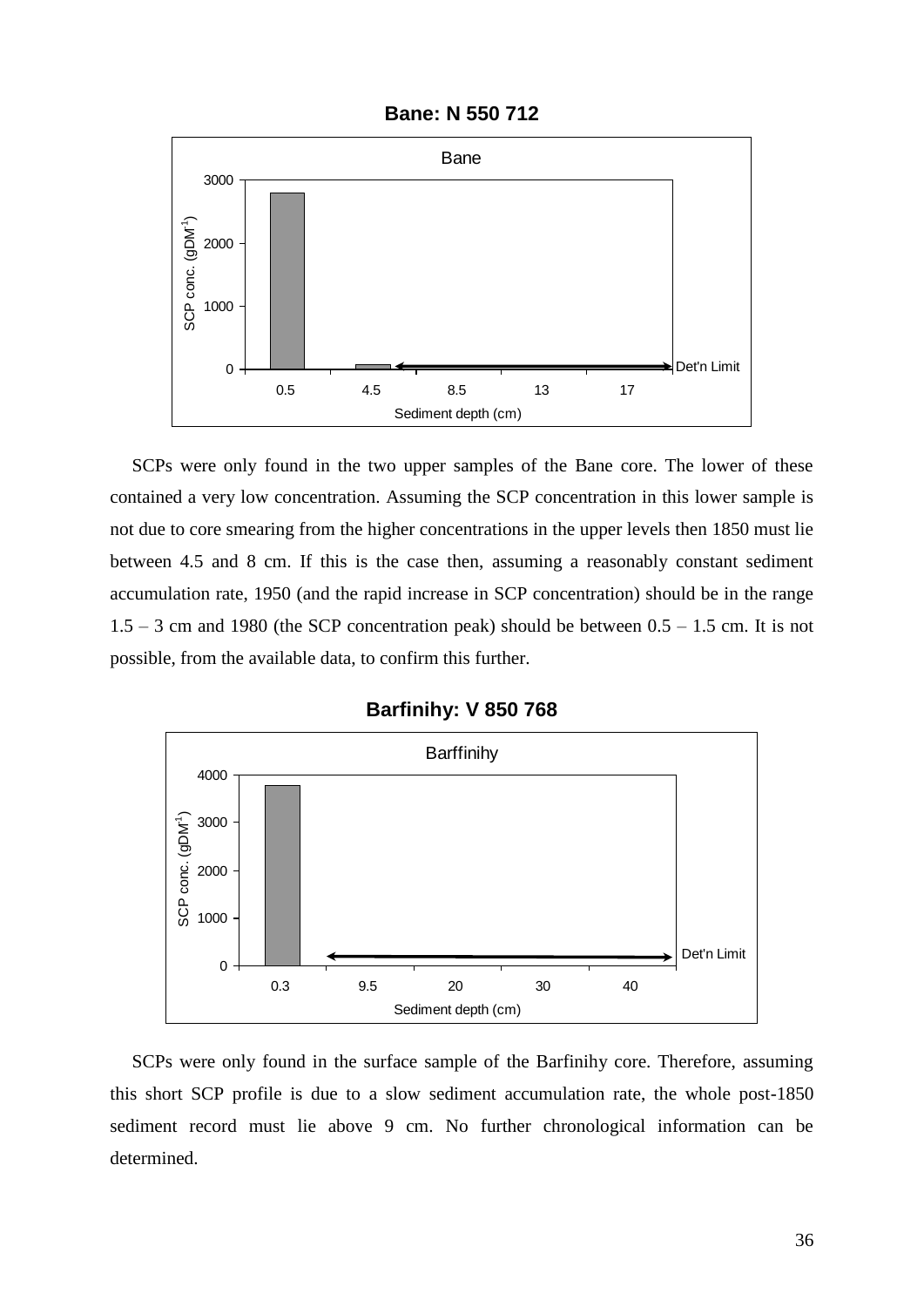**Bane: N 550 712**

SCPs were only found in the two upper samples of the Bane core. The lower of these contained a very low concentration. Assuming the SCP concentration in this lower sample is not due to core smearing from the higher concentrations in the upper levels then 1850 must lie between 4.5 and 8 cm. If this is the case then, assuming a reasonably constant sediment accumulation rate, 1950 (and the rapid increase in SCP concentration) should be in the range 1.5 – 3 cm and 1980 (the SCP concentration peak) should be between 0.5 – 1.5 cm. It is not possible, from the available data, to confirm this further.

**Barfinihy: V 850 768**

SCPs were only found in the surface sample of the Barfinihy core. Therefore, assuming this short SCP profile is due to a slow sediment accumulation rate, the whole post-1850 sediment record must lie above 9 cm. No further chronological information can be determined.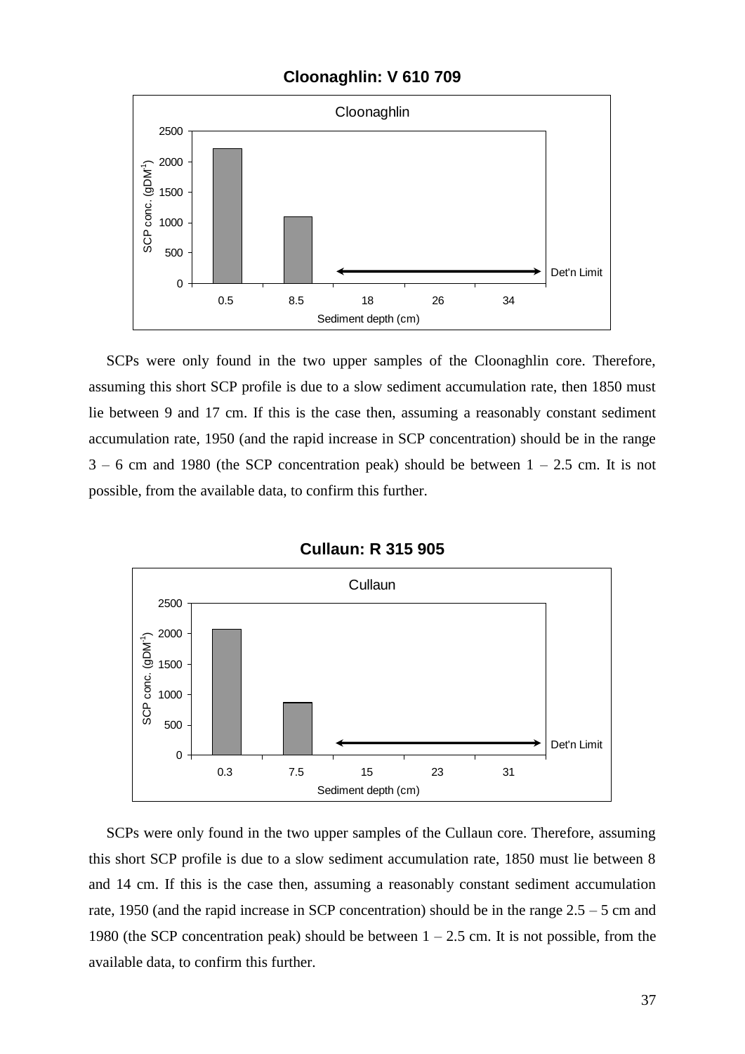**Cloonaghlin: V 610 709**

SCPs were only found in the two upper samples of the Cloonaghlin core. Therefore, assuming this short SCP profile is due to a slow sediment accumulation rate, then 1850 must lie between 9 and 17 cm. If this is the case then, assuming a reasonably constant sediment accumulation rate, 1950 (and the rapid increase in SCP concentration) should be in the range 3 – 6 cm and 1980 (the SCP concentration peak) should be between 1 – 2.5 cm. It is not possible, from the available data, to confirm this further.

**Cullaun: R 315 905**

SCPs were only found in the two upper samples of the Cullaun core. Therefore, assuming this short SCP profile is due to a slow sediment accumulation rate, 1850 must lie between 8 and 14 cm. If this is the case then, assuming a reasonably constant sediment accumulation rate, 1950 (and the rapid increase in SCP concentration) should be in the range 2.5 – 5 cm and 1980 (the SCP concentration peak) should be between 1 – 2.5 cm. It is not possible, from the available data, to confirm this further.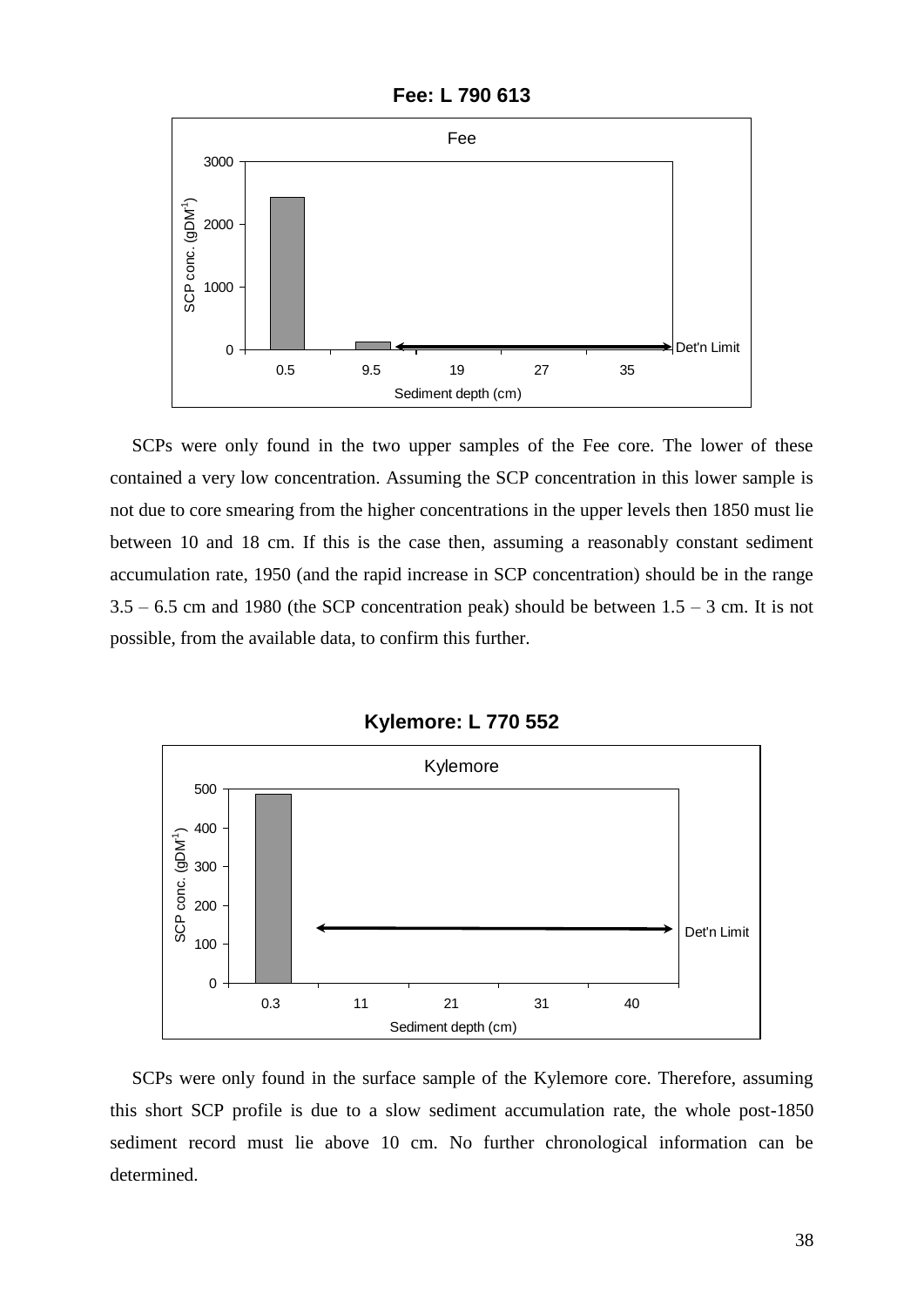**Fee: L 790 613**

SCPs were only found in the two upper samples of the Fee core. The lower of these contained a very low concentration. Assuming the SCP concentration in this lower sample is not due to core smearing from the higher concentrations in the upper levels then 1850 must lie between 10 and 18 cm. If this is the case then, assuming a reasonably constant sediment accumulation rate, 1950 (and the rapid increase in SCP concentration) should be in the range 3.5 – 6.5 cm and 1980 (the SCP concentration peak) should be between 1.5 – 3 cm. It is not possible, from the available data, to confirm this further.

**Kylemore: L 770 552**

SCPs were only found in the surface sample of the Kylemore core. Therefore, assuming this short SCP profile is due to a slow sediment accumulation rate, the whole post-1850 sediment record must lie above 10 cm. No further chronological information can be determined.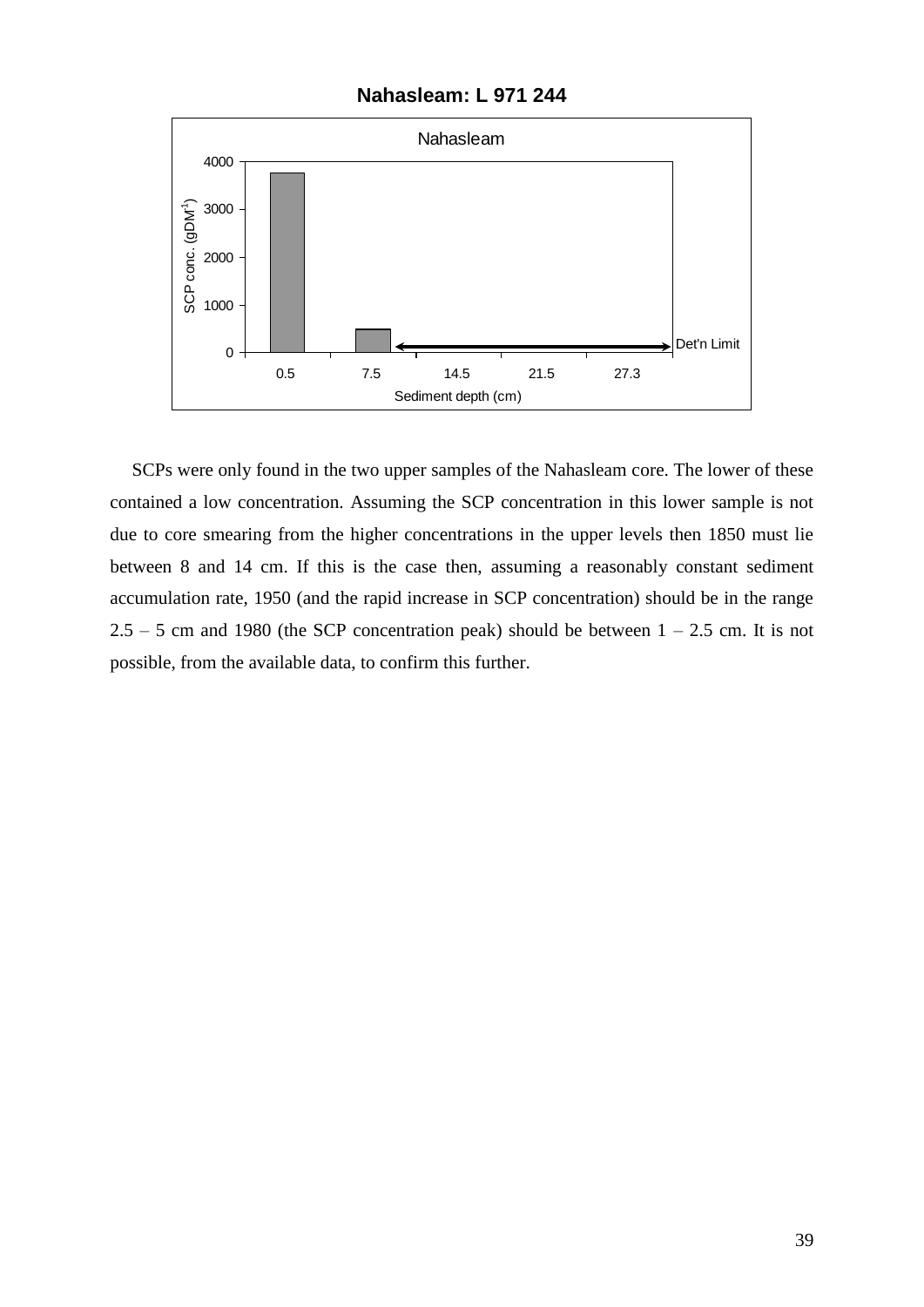**Nahasleam: L 971 244**

SCPs were only found in the two upper samples of the Nahasleam core. The lower of these contained a low concentration. Assuming the SCP concentration in this lower sample is not due to core smearing from the higher concentrations in the upper levels then 1850 must lie between 8 and 14 cm. If this is the case then, assuming a reasonably constant sediment accumulation rate, 1950 (and the rapid increase in SCP concentration) should be in the range 2.5 – 5 cm and 1980 (the SCP concentration peak) should be between 1 – 2.5 cm. It is not possible, from the available data, to confirm this further.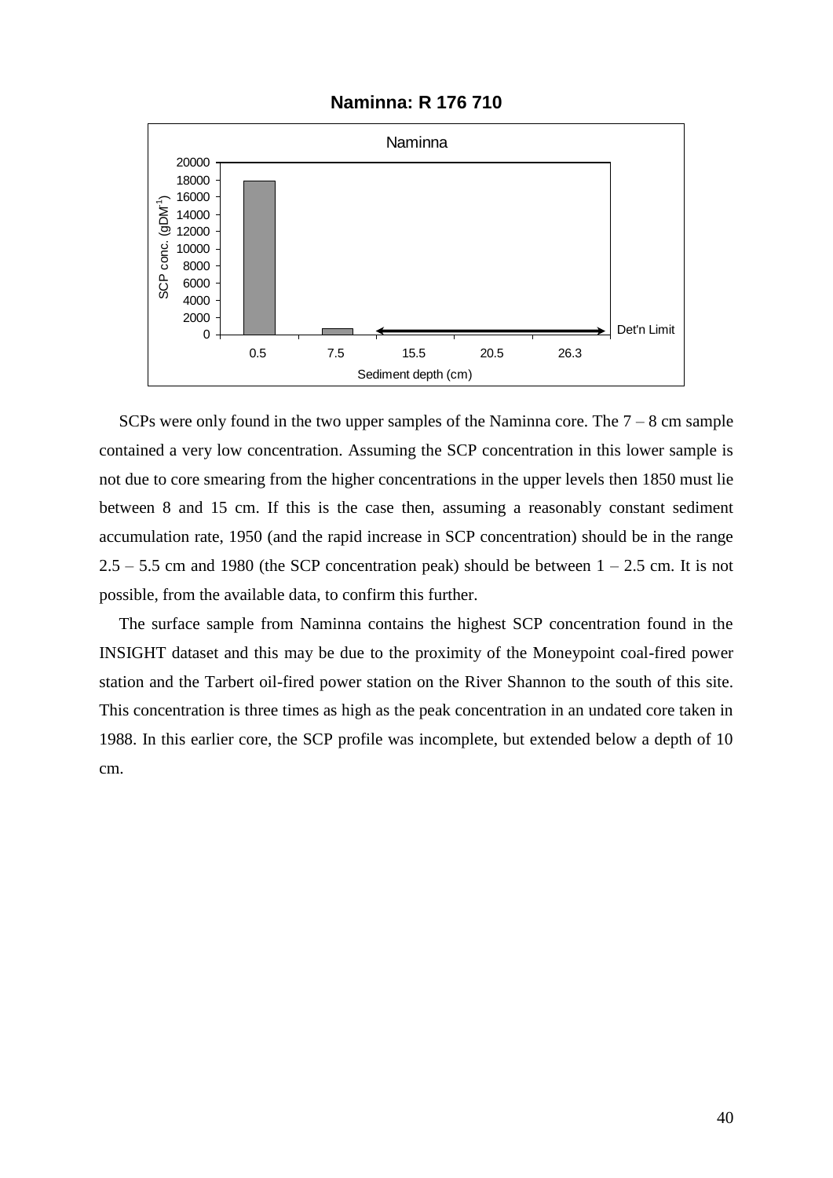**Naminna: R 176 710**

SCPs were only found in the two upper samples of the Naminna core. The 7 – 8 cm sample contained a very low concentration. Assuming the SCP concentration in this lower sample is not due to core smearing from the higher concentrations in the upper levels then 1850 must lie between 8 and 15 cm. If this is the case then, assuming a reasonably constant sediment accumulation rate, 1950 (and the rapid increase in SCP concentration) should be in the range 2.5 – 5.5 cm and 1980 (the SCP concentration peak) should be between 1 – 2.5 cm. It is not possible, from the available data, to confirm this further.

The surface sample from Naminna contains the highest SCP concentration found in the INSIGHT dataset and this may be due to the proximity of the Moneypoint coal-fired power station and the Tarbert oil-fired power station on the River Shannon to the south of this site. This concentration is three times as high as the peak concentration in an undated core taken in 1988. In this earlier core, the SCP profile was incomplete, but extended below a depth of 10 cm.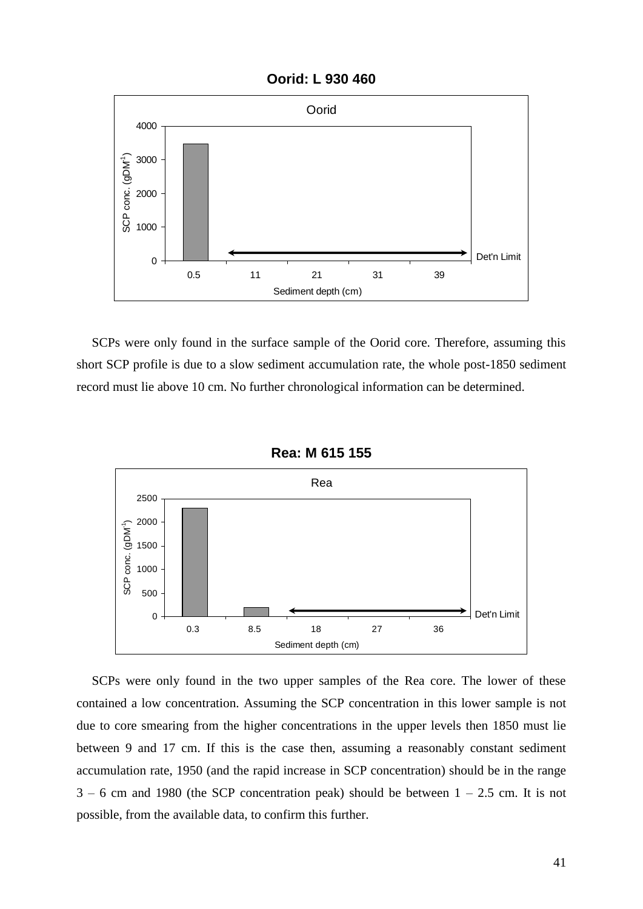**Oorid: L 930 460**

SCPs were only found in the surface sample of the Oorid core. Therefore, assuming this short SCP profile is due to a slow sediment accumulation rate, the whole post-1850 sediment record must lie above 10 cm. No further chronological information can be determined.

**Rea: M 615 155**

SCPs were only found in the two upper samples of the Rea core. The lower of these contained a low concentration. Assuming the SCP concentration in this lower sample is not due to core smearing from the higher concentrations in the upper levels then 1850 must lie between 9 and 17 cm. If this is the case then, assuming a reasonably constant sediment accumulation rate, 1950 (and the rapid increase in SCP concentration) should be in the range 3 – 6 cm and 1980 (the SCP concentration peak) should be between 1 – 2.5 cm. It is not possible, from the available data, to confirm this further.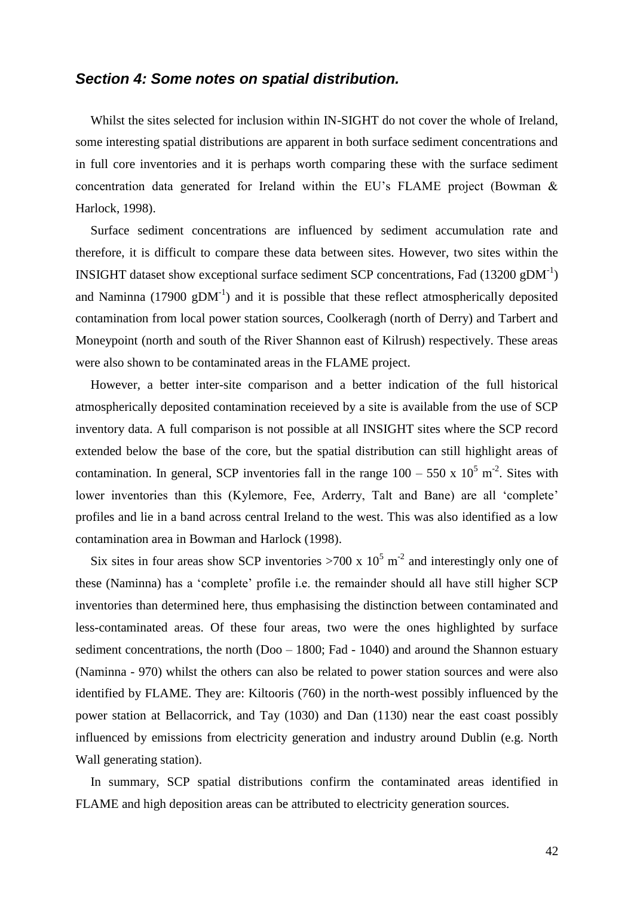### *Section 4: Some notes on spatial distribution.*

Whilst the sites selected for inclusion within IN-SIGHT do not cover the whole of Ireland, some interesting spatial distributions are apparent in both surface sediment concentrations and in full core inventories and it is perhaps worth comparing these with the surface sediment concentration data generated for Ireland within the EU's FLAME project (Bowman & Harlock, 1998).

Surface sediment concentrations are influenced by sediment accumulation rate and therefore, it is difficult to compare these data between sites. However, two sites within the INSIGHT dataset show exceptional surface sediment SCP concentrations, Fad (13200 $gDM^{-1}$) and Naminna (17900 $gDM^{-1}$) and it is possible that these reflect atmospherically deposited contamination from local power station sources, Coolkeragh (north of Derry) and Tarbert and Moneypoint (north and south of the River Shannon east of Kilrush) respectively. These areas were also shown to be contaminated areas in the FLAME project.

However, a better inter-site comparison and a better indication of the full historical atmospherically deposited contamination receieved by a site is available from the use of SCP inventory data. A full comparison is not possible at all INSIGHT sites where the SCP record extended below the base of the core, but the spatial distribution can still highlight areas of contamination. In general, SCP inventories fall in the range 100 – 550 x $10^5$ $m^{-2}$. Sites with lower inventories than this (Kylemore, Fee, Arderry, Talt and Bane) are all 'complete' profiles and lie in a band across central Ireland to the west. This was also identified as a low contamination area in Bowman and Harlock (1998).

Six sites in four areas show SCP inventories >700 x $10^5$ $m^{-2}$ and interestingly only one of these (Naminna) has a 'complete' profile i.e. the remainder should all have still higher SCP inventories than determined here, thus emphasising the distinction between contaminated and less-contaminated areas. Of these four areas, two were the ones highlighted by surface sediment concentrations, the north (Doo – 1800; Fad - 1040) and around the Shannon estuary (Naminna - 970) whilst the others can also be related to power station sources and were also identified by FLAME. They are: Kiltooris (760) in the north-west possibly influenced by the power station at Bellacorrick, and Tay (1030) and Dan (1130) near the east coast possibly influenced by emissions from electricity generation and industry around Dublin (e.g. North Wall generating station).

In summary, SCP spatial distributions confirm the contaminated areas identified in FLAME and high deposition areas can be attributed to electricity generation sources.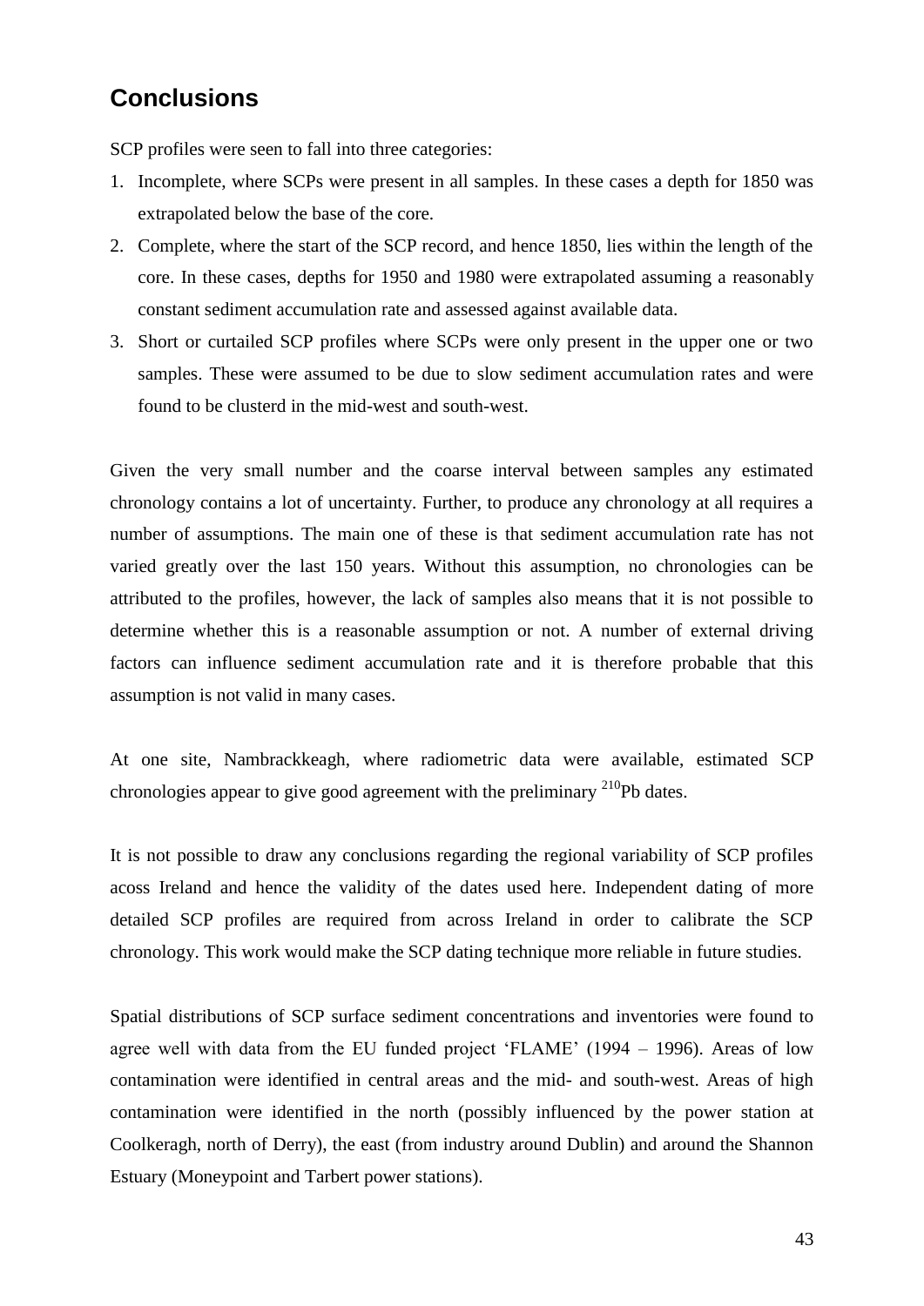## Conclusions

SCP profiles were seen to fall into three categories:

1. Incomplete, where SCPs were present in all samples. In these cases a depth for 1850 was extrapolated below the base of the core.
2. Complete, where the start of the SCP record, and hence 1850, lies within the length of the core. In these cases, depths for 1950 and 1980 were extrapolated assuming a reasonably constant sediment accumulation rate and assessed against available data.
3. Short or curtailed SCP profiles where SCPs were only present in the upper one or two samples. These were assumed to be due to slow sediment accumulation rates and were found to be clusterd in the mid-west and south-west.

Given the very small number and the coarse interval between samples any estimated chronology contains a lot of uncertainty. Further, to produce any chronology at all requires a number of assumptions. The main one of these is that sediment accumulation rate has not varied greatly over the last 150 years. Without this assumption, no chronologies can be attributed to the profiles, however, the lack of samples also means that it is not possible to determine whether this is a reasonable assumption or not. A number of external driving factors can influence sediment accumulation rate and it is therefore probable that this assumption is not valid in many cases.

At one site, Nambrackkeagh, where radiometric data were available, estimated SCP chronologies appear to give good agreement with the preliminary $^{210}$Pb dates.

It is not possible to draw any conclusions regarding the regional variability of SCP profiles acoss Ireland and hence the validity of the dates used here. Independent dating of more detailed SCP profiles are required from across Ireland in order to calibrate the SCP chronology. This work would make the SCP dating technique more reliable in future studies.

Spatial distributions of SCP surface sediment concentrations and inventories were found to agree well with data from the EU funded project 'FLAME' (1994 – 1996). Areas of low contamination were identified in central areas and the mid- and south-west. Areas of high contamination were identified in the north (possibly influenced by the power station at Coolkeragh, north of Derry), the east (from industry around Dublin) and around the Shannon Estuary (Moneypoint and Tarbert power stations).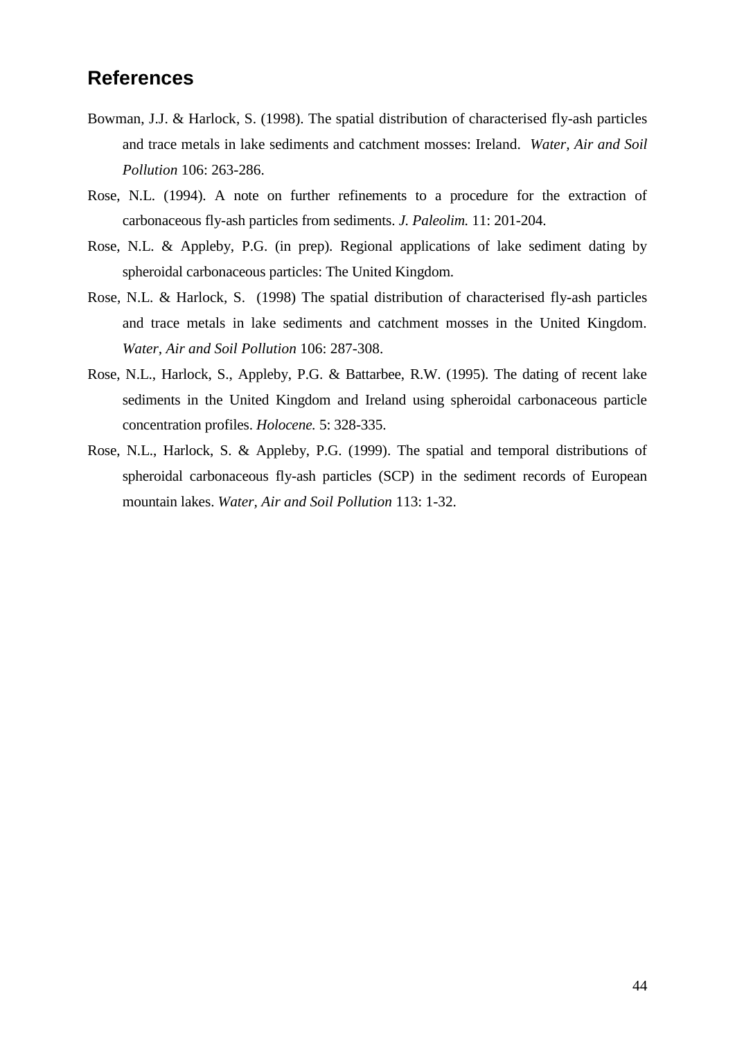## References

Bowman, J.J. & Harlock, S. (1998). The spatial distribution of characterised fly-ash particles and trace metals in lake sediments and catchment mosses: Ireland. *Water, Air and Soil Pollution* 106: 263-286.

Rose, N.L. (1994). A note on further refinements to a procedure for the extraction of carbonaceous fly-ash particles from sediments. *J. Paleolim.* 11: 201-204.

Rose, N.L. & Appleby, P.G. (in prep). Regional applications of lake sediment dating by spheroidal carbonaceous particles: The United Kingdom.

Rose, N.L. & Harlock, S. (1998) The spatial distribution of characterised fly-ash particles and trace metals in lake sediments and catchment mosses in the United Kingdom. *Water, Air and Soil Pollution* 106: 287-308.

Rose, N.L., Harlock, S., Appleby, P.G. & Battarbee, R.W. (1995). The dating of recent lake sediments in the United Kingdom and Ireland using spheroidal carbonaceous particle concentration profiles. *Holocene.* 5: 328-335.

Rose, N.L., Harlock, S. & Appleby, P.G. (1999). The spatial and temporal distributions of spheroidal carbonaceous fly-ash particles (SCP) in the sediment records of European mountain lakes. *Water, Air and Soil Pollution* 113: 1-32.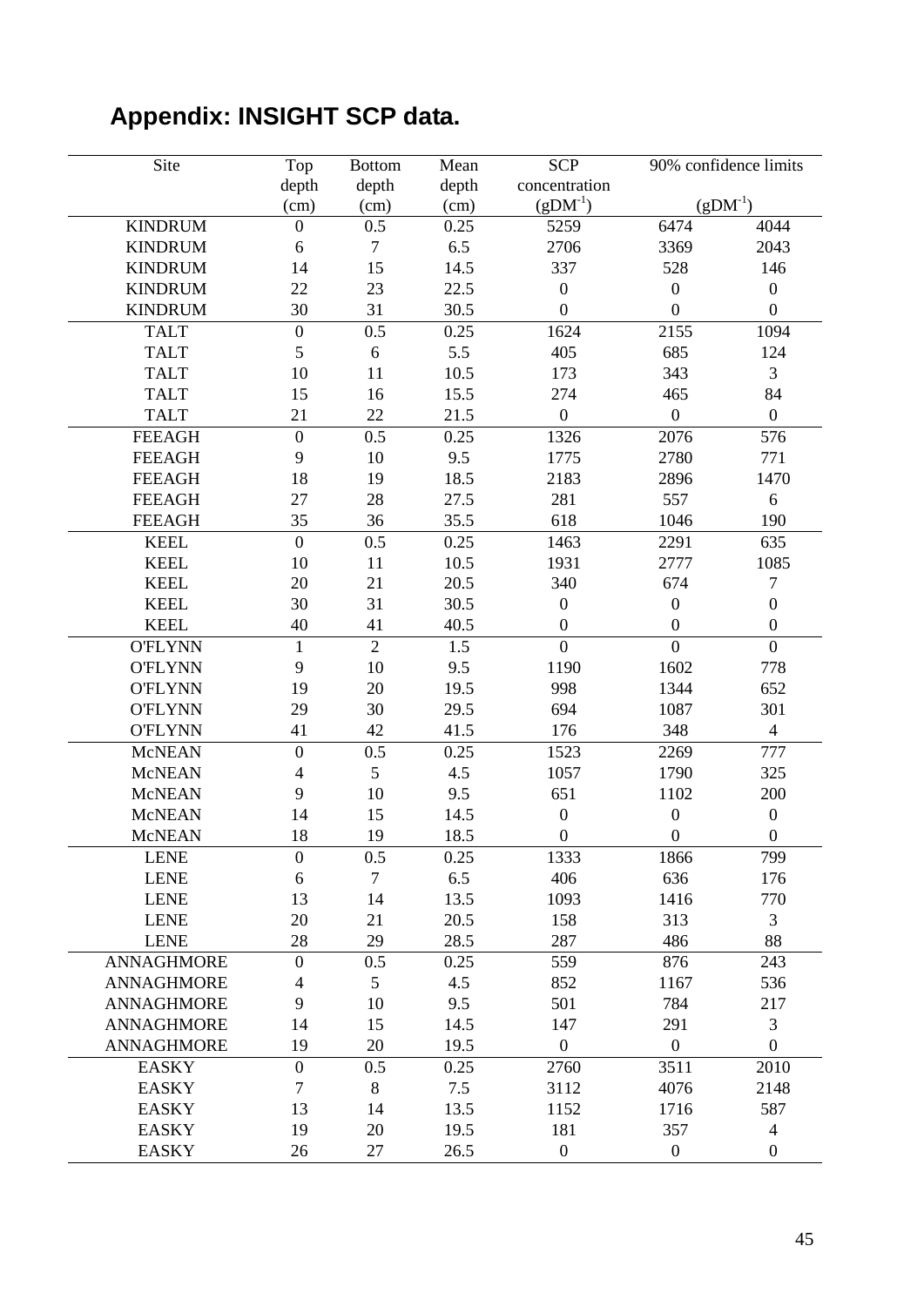## Appendix: INSIGHT SCP data.

| Site | Top depth (cm) | Bottom depth (cm) | Mean depth (cm) | SCP concentration ($gDM^{-1}$) | 90% confidence limits ($gDM^{-1}$) | |
|---|---|---|---|---|---|---|
| KINDRUM | 0 | 0.5 | 0.25 | 5259 | 6474 | 4044 |
| KINDRUM | 6 | 7 | 6.5 | 2706 | 3369 | 2043 |
| KINDRUM | 14 | 15 | 14.5 | 337 | 528 | 146 |
| KINDRUM | 22 | 23 | 22.5 | 0 | 0 | 0 |
| KINDRUM | 30 | 31 | 30.5 | 0 | 0 | 0 |
| TALT | 0 | 0.5 | 0.25 | 1624 | 2155 | 1094 |
| TALT | 5 | 6 | 5.5 | 405 | 685 | 124 |
| TALT | 10 | 11 | 10.5 | 173 | 343 | 3 |
| TALT | 15 | 16 | 15.5 | 274 | 465 | 84 |
| TALT | 21 | 22 | 21.5 | 0 | 0 | 0 |
| FEEAGH | 0 | 0.5 | 0.25 | 1326 | 2076 | 576 |
| FEEAGH | 9 | 10 | 9.5 | 1775 | 2780 | 771 |
| FEEAGH | 18 | 19 | 18.5 | 2183 | 2896 | 1470 |
| FEEAGH | 27 | 28 | 27.5 | 281 | 557 | 6 |
| FEEAGH | 35 | 36 | 35.5 | 618 | 1046 | 190 |
| KEEL | 0 | 0.5 | 0.25 | 1463 | 2291 | 635 |
| KEEL | 10 | 11 | 10.5 | 1931 | 2777 | 1085 |
| KEEL | 20 | 21 | 20.5 | 340 | 674 | 7 |
| KEEL | 30 | 31 | 30.5 | 0 | 0 | 0 |
| KEEL | 40 | 41 | 40.5 | 0 | 0 | 0 |
| O'FLYNN | 1 | 2 | 1.5 | 0 | 0 | 0 |
| O'FLYNN | 9 | 10 | 9.5 | 1190 | 1602 | 778 |
| O'FLYNN | 19 | 20 | 19.5 | 998 | 1344 | 652 |
| O'FLYNN | 29 | 30 | 29.5 | 694 | 1087 | 301 |
| O'FLYNN | 41 | 42 | 41.5 | 176 | 348 | 4 |
| McNEAN | 0 | 0.5 | 0.25 | 1523 | 2269 | 777 |
| McNEAN | 4 | 5 | 4.5 | 1057 | 1790 | 325 |
| McNEAN | 9 | 10 | 9.5 | 651 | 1102 | 200 |
| McNEAN | 14 | 15 | 14.5 | 0 | 0 | 0 |
| McNEAN | 18 | 19 | 18.5 | 0 | 0 | 0 |
| LENE | 0 | 0.5 | 0.25 | 1333 | 1866 | 799 |
| LENE | 6 | 7 | 6.5 | 406 | 636 | 176 |
| LENE | 13 | 14 | 13.5 | 1093 | 1416 | 770 |
| LENE | 20 | 21 | 20.5 | 158 | 313 | 3 |
| LENE | 28 | 29 | 28.5 | 287 | 486 | 88 |
| ANNAGHMORE | 0 | 0.5 | 0.25 | 559 | 876 | 243 |
| ANNAGHMORE | 4 | 5 | 4.5 | 852 | 1167 | 536 |
| ANNAGHMORE | 9 | 10 | 9.5 | 501 | 784 | 217 |
| ANNAGHMORE | 14 | 15 | 14.5 | 147 | 291 | 3 |
| ANNAGHMORE | 19 | 20 | 19.5 | 0 | 0 | 0 |
| EASKY | 0 | 0.5 | 0.25 | 2760 | 3511 | 2010 |
| EASKY | 7 | 8 | 7.5 | 3112 | 4076 | 2148 |
| EASKY | 13 | 14 | 13.5 | 1152 | 1716 | 587 |
| EASKY | 19 | 20 | 19.5 | 181 | 357 | 4 |
| EASKY | 26 | 27 | 26.5 | 0 | 0 | 0 |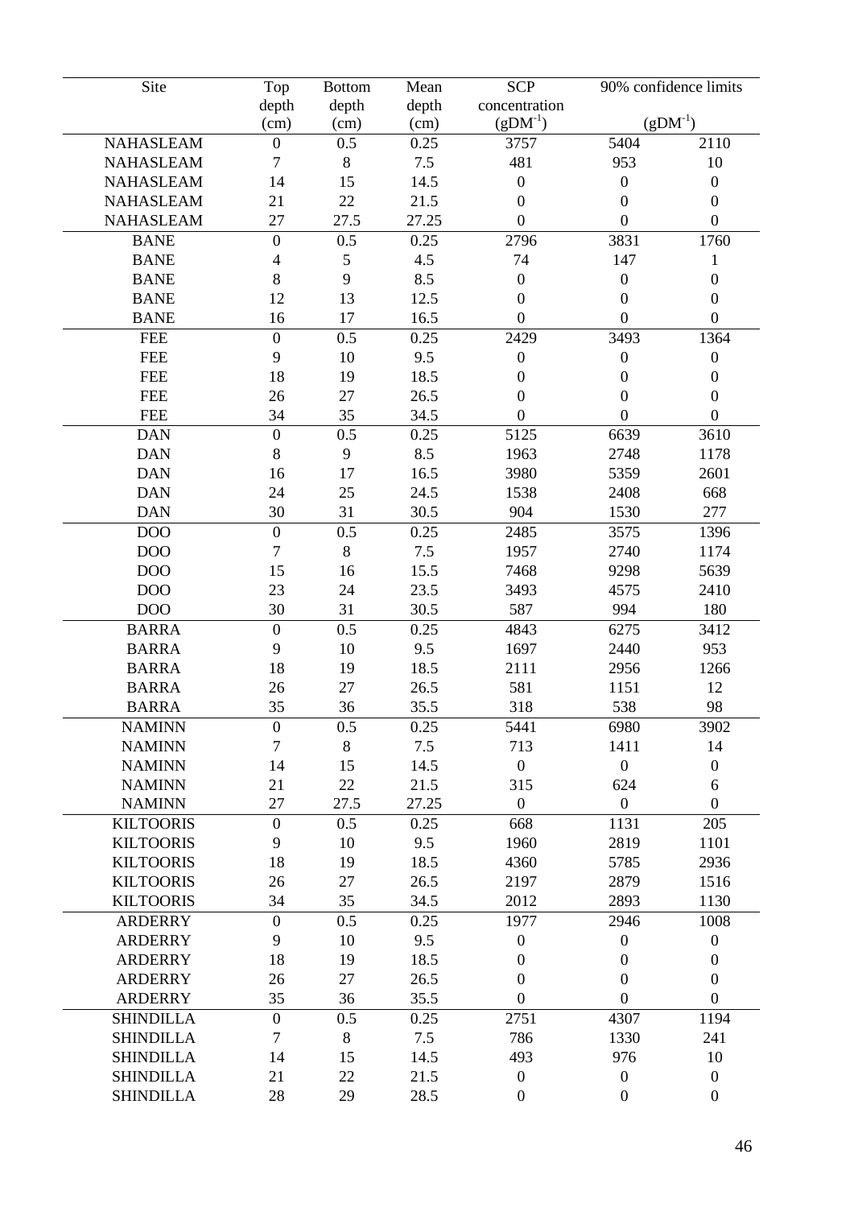| Site | Top depth (cm) | Bottom depth (cm) | Mean depth (cm) | SCP concentration ($gDM^{-1}$) | 90% confidence limits ($gDM^{-1}$) | |
|---|---|---|---|---|---|---|
| NAHASLEAM | 0 | 0.5 | 0.25 | 3757 | 5404 | 2110 |
| NAHASLEAM | 7 | 8 | 7.5 | 481 | 953 | 10 |
| NAHASLEAM | 14 | 15 | 14.5 | 0 | 0 | 0 |
| NAHASLEAM | 21 | 22 | 21.5 | 0 | 0 | 0 |
| NAHASLEAM | 27 | 27.5 | 27.25 | 0 | 0 | 0 |
| BANE | 0 | 0.5 | 0.25 | 2796 | 3831 | 1760 |
| BANE | 4 | 5 | 4.5 | 74 | 147 | 1 |
| BANE | 8 | 9 | 8.5 | 0 | 0 | 0 |
| BANE | 12 | 13 | 12.5 | 0 | 0 | 0 |
| BANE | 16 | 17 | 16.5 | 0 | 0 | 0 |
| FEE | 0 | 0.5 | 0.25 | 2429 | 3493 | 1364 |
| FEE | 9 | 10 | 9.5 | 0 | 0 | 0 |
| FEE | 18 | 19 | 18.5 | 0 | 0 | 0 |
| FEE | 26 | 27 | 26.5 | 0 | 0 | 0 |
| FEE | 34 | 35 | 34.5 | 0 | 0 | 0 |
| DAN | 0 | 0.5 | 0.25 | 5125 | 6639 | 3610 |
| DAN | 8 | 9 | 8.5 | 1963 | 2748 | 1178 |
| DAN | 16 | 17 | 16.5 | 3980 | 5359 | 2601 |
| DAN | 24 | 25 | 24.5 | 1538 | 2408 | 668 |
| DAN | 30 | 31 | 30.5 | 904 | 1530 | 277 |
| DOO | 0 | 0.5 | 0.25 | 2485 | 3575 | 1396 |
| DOO | 7 | 8 | 7.5 | 1957 | 2740 | 1174 |
| DOO | 15 | 16 | 15.5 | 7468 | 9298 | 5639 |
| DOO | 23 | 24 | 23.5 | 3493 | 4575 | 2410 |
| DOO | 30 | 31 | 30.5 | 587 | 994 | 180 |
| BARRA | 0 | 0.5 | 0.25 | 4843 | 6275 | 3412 |
| BARRA | 9 | 10 | 9.5 | 1697 | 2440 | 953 |
| BARRA | 18 | 19 | 18.5 | 2111 | 2956 | 1266 |
| BARRA | 26 | 27 | 26.5 | 581 | 1151 | 12 |
| BARRA | 35 | 36 | 35.5 | 318 | 538 | 98 |
| NAMINN | 0 | 0.5 | 0.25 | 5441 | 6980 | 3902 |
| NAMINN | 7 | 8 | 7.5 | 713 | 1411 | 14 |
| NAMINN | 14 | 15 | 14.5 | 0 | 0 | 0 |
| NAMINN | 21 | 22 | 21.5 | 315 | 624 | 6 |
| NAMINN | 27 | 27.5 | 27.25 | 0 | 0 | 0 |
| KILTOORIS | 0 | 0.5 | 0.25 | 668 | 1131 | 205 |
| KILTOORIS | 9 | 10 | 9.5 | 1960 | 2819 | 1101 |
| KILTOORIS | 18 | 19 | 18.5 | 4360 | 5785 | 2936 |
| KILTOORIS | 26 | 27 | 26.5 | 2197 | 2879 | 1516 |
| KILTOORIS | 34 | 35 | 34.5 | 2012 | 2893 | 1130 |
| ARDERRY | 0 | 0.5 | 0.25 | 1977 | 2946 | 1008 |
| ARDERRY | 9 | 10 | 9.5 | 0 | 0 | 0 |
| ARDERRY | 18 | 19 | 18.5 | 0 | 0 | 0 |
| ARDERRY | 26 | 27 | 26.5 | 0 | 0 | 0 |
| ARDERRY | 35 | 36 | 35.5 | 0 | 0 | 0 |
| SHINDILLA | 0 | 0.5 | 0.25 | 2751 | 4307 | 1194 |
| SHINDILLA | 7 | 8 | 7.5 | 786 | 1330 | 241 |
| SHINDILLA | 14 | 15 | 14.5 | 493 | 976 | 10 |
| SHINDILLA | 21 | 22 | 21.5 | 0 | 0 | 0 |
| SHINDILLA | 28 | 29 | 28.5 | 0 | 0 | 0 |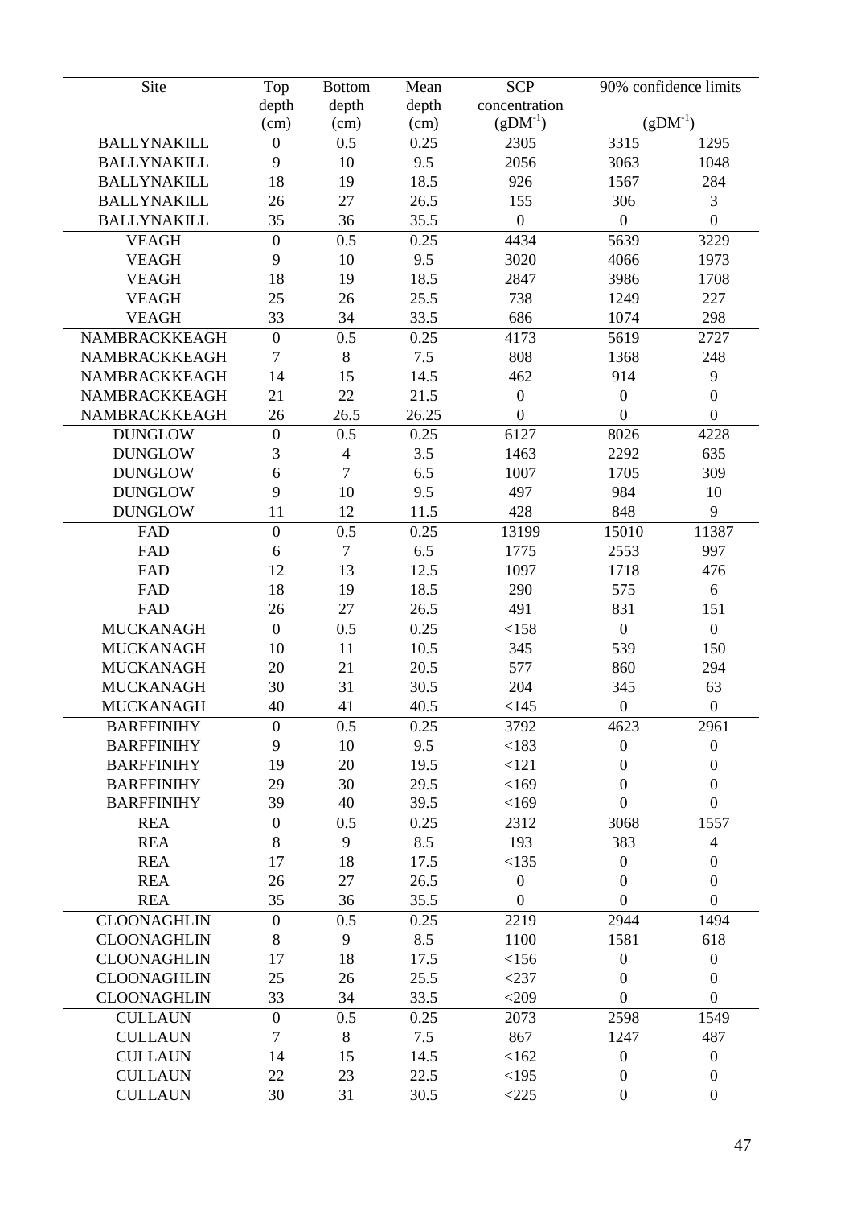| Site | Top depth (cm) | Bottom depth (cm) | Mean depth (cm) | SCP concentration ($gDM^{-1}$) | 90% confidence limits ($gDM^{-1}$) | |
|---|---|---|---|---|---|---|
| BALLYNAKILL | 0 | 0.5 | 0.25 | 2305 | 3315 | 1295 |
| BALLYNAKILL | 9 | 10 | 9.5 | 2056 | 3063 | 1048 |
| BALLYNAKILL | 18 | 19 | 18.5 | 926 | 1567 | 284 |
| BALLYNAKILL | 26 | 27 | 26.5 | 155 | 306 | 3 |
| BALLYNAKILL | 35 | 36 | 35.5 | 0 | 0 | 0 |
| VEAGH | 0 | 0.5 | 0.25 | 4434 | 5639 | 3229 |
| VEAGH | 9 | 10 | 9.5 | 3020 | 4066 | 1973 |
| VEAGH | 18 | 19 | 18.5 | 2847 | 3986 | 1708 |
| VEAGH | 25 | 26 | 25.5 | 738 | 1249 | 227 |
| VEAGH | 33 | 34 | 33.5 | 686 | 1074 | 298 |
| NAMBRACKKEAGH | 0 | 0.5 | 0.25 | 4173 | 5619 | 2727 |
| NAMBRACKKEAGH | 7 | 8 | 7.5 | 808 | 1368 | 248 |
| NAMBRACKKEAGH | 14 | 15 | 14.5 | 462 | 914 | 9 |
| NAMBRACKKEAGH | 21 | 22 | 21.5 | 0 | 0 | 0 |
| NAMBRACKKEAGH | 26 | 26.5 | 26.25 | 0 | 0 | 0 |
| DUNGLOW | 0 | 0.5 | 0.25 | 6127 | 8026 | 4228 |
| DUNGLOW | 3 | 4 | 3.5 | 1463 | 2292 | 635 |
| DUNGLOW | 6 | 7 | 6.5 | 1007 | 1705 | 309 |
| DUNGLOW | 9 | 10 | 9.5 | 497 | 984 | 10 |
| DUNGLOW | 11 | 12 | 11.5 | 428 | 848 | 9 |
| FAD | 0 | 0.5 | 0.25 | 13199 | 15010 | 11387 |
| FAD | 6 | 7 | 6.5 | 1775 | 2553 | 997 |
| FAD | 12 | 13 | 12.5 | 1097 | 1718 | 476 |
| FAD | 18 | 19 | 18.5 | 290 | 575 | 6 |
| FAD | 26 | 27 | 26.5 | 491 | 831 | 151 |
| MUCKANAGH | 0 | 0.5 | 0.25 | <158 | 0 | 0 |
| MUCKANAGH | 10 | 11 | 10.5 | 345 | 539 | 150 |
| MUCKANAGH | 20 | 21 | 20.5 | 577 | 860 | 294 |
| MUCKANAGH | 30 | 31 | 30.5 | 204 | 345 | 63 |
| MUCKANAGH | 40 | 41 | 40.5 | <145 | 0 | 0 |
| BARFFINIHY | 0 | 0.5 | 0.25 | 3792 | 4623 | 2961 |
| BARFFINIHY | 9 | 10 | 9.5 | <183 | 0 | 0 |
| BARFFINIHY | 19 | 20 | 19.5 | <121 | 0 | 0 |
| BARFFINIHY | 29 | 30 | 29.5 | <169 | 0 | 0 |
| BARFFINIHY | 39 | 40 | 39.5 | <169 | 0 | 0 |
| REA | 0 | 0.5 | 0.25 | 2312 | 3068 | 1557 |
| REA | 8 | 9 | 8.5 | 193 | 383 | 4 |
| REA | 17 | 18 | 17.5 | <135 | 0 | 0 |
| REA | 26 | 27 | 26.5 | 0 | 0 | 0 |
| REA | 35 | 36 | 35.5 | 0 | 0 | 0 |
| CLOONAGHLIN | 0 | 0.5 | 0.25 | 2219 | 2944 | 1494 |
| CLOONAGHLIN | 8 | 9 | 8.5 | 1100 | 1581 | 618 |
| CLOONAGHLIN | 17 | 18 | 17.5 | <156 | 0 | 0 |
| CLOONAGHLIN | 25 | 26 | 25.5 | <237 | 0 | 0 |
| CLOONAGHLIN | 33 | 34 | 33.5 | <209 | 0 | 0 |
| CULLAUN | 0 | 0.5 | 0.25 | 2073 | 2598 | 1549 |
| CULLAUN | 7 | 8 | 7.5 | 867 | 1247 | 487 |
| CULLAUN | 14 | 15 | 14.5 | <162 | 0 | 0 |
| CULLAUN | 22 | 23 | 22.5 | <195 | 0 | 0 |
| CULLAUN | 30 | 31 | 30.5 | <225 | 0 | 0 |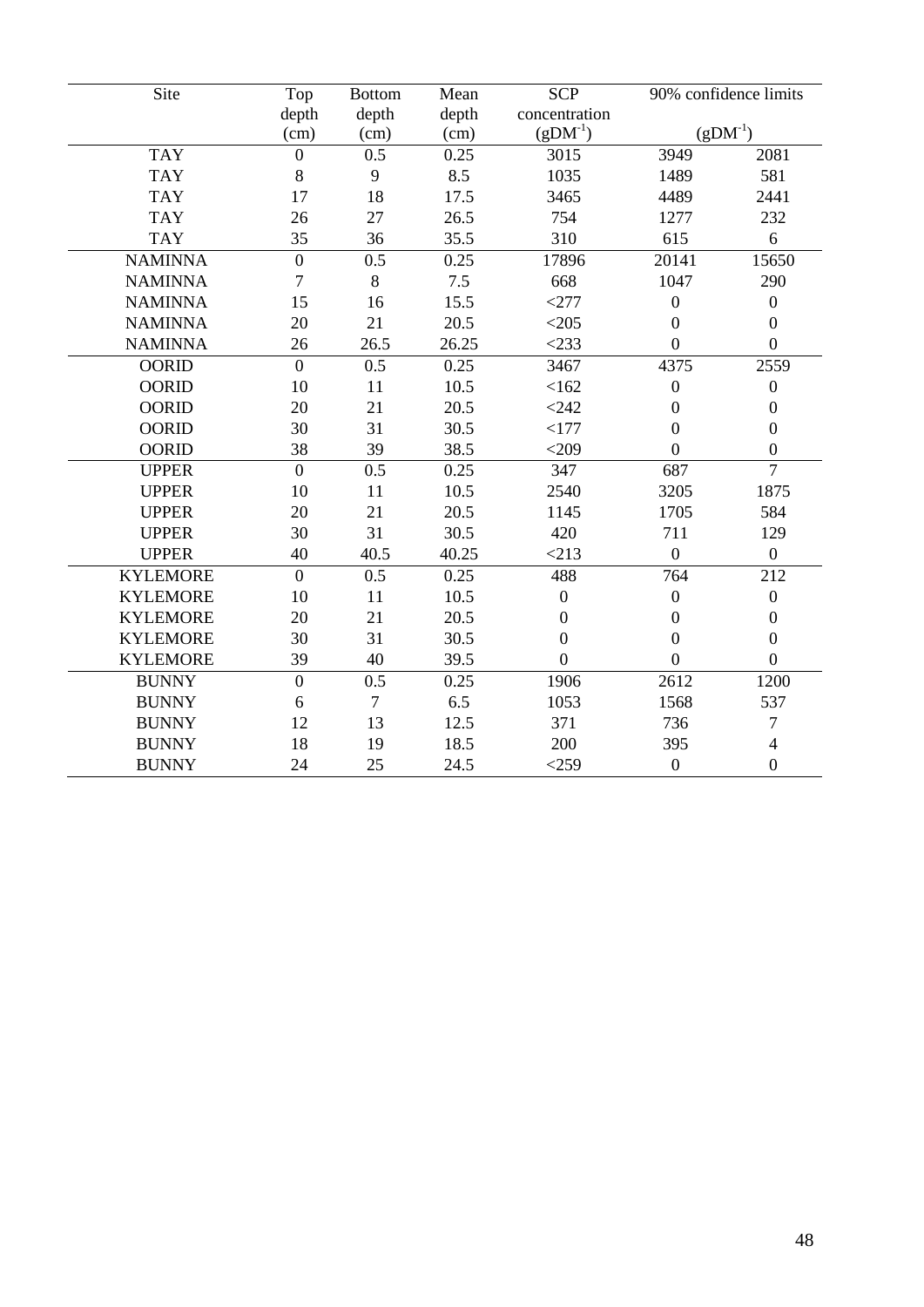| Site | Top depth (cm) | Bottom depth (cm) | Mean depth (cm) | SCP concentration ($gDM^{-1}$) | 90% confidence limits ($gDM^{-1}$) | |
|---|---|---|---|---|---|---|
| TAY | 0 | 0.5 | 0.25 | 3015 | 3949 | 2081 |
| TAY | 8 | 9 | 8.5 | 1035 | 1489 | 581 |
| TAY | 17 | 18 | 17.5 | 3465 | 4489 | 2441 |
| TAY | 26 | 27 | 26.5 | 754 | 1277 | 232 |
| TAY | 35 | 36 | 35.5 | 310 | 615 | 6 |
| NAMINNA | 0 | 0.5 | 0.25 | 17896 | 20141 | 15650 |
| NAMINNA | 7 | 8 | 7.5 | 668 | 1047 | 290 |
| NAMINNA | 15 | 16 | 15.5 | <277 | 0 | 0 |
| NAMINNA | 20 | 21 | 20.5 | <205 | 0 | 0 |
| NAMINNA | 26 | 26.5 | 26.25 | <233 | 0 | 0 |
| OORID | 0 | 0.5 | 0.25 | 3467 | 4375 | 2559 |
| OORID | 10 | 11 | 10.5 | <162 | 0 | 0 |
| OORID | 20 | 21 | 20.5 | <242 | 0 | 0 |
| OORID | 30 | 31 | 30.5 | <177 | 0 | 0 |
| OORID | 38 | 39 | 38.5 | <209 | 0 | 0 |
| UPPER | 0 | 0.5 | 0.25 | 347 | 687 | 7 |
| UPPER | 10 | 11 | 10.5 | 2540 | 3205 | 1875 |
| UPPER | 20 | 21 | 20.5 | 1145 | 1705 | 584 |
| UPPER | 30 | 31 | 30.5 | 420 | 711 | 129 |
| UPPER | 40 | 40.5 | 40.25 | <213 | 0 | 0 |
| KYLEMORE | 0 | 0.5 | 0.25 | 488 | 764 | 212 |
| KYLEMORE | 10 | 11 | 10.5 | 0 | 0 | 0 |
| KYLEMORE | 20 | 21 | 20.5 | 0 | 0 | 0 |
| KYLEMORE | 30 | 31 | 30.5 | 0 | 0 | 0 |
| KYLEMORE | 39 | 40 | 39.5 | 0 | 0 | 0 |
| BUNNY | 0 | 0.5 | 0.25 | 1906 | 2612 | 1200 |
| BUNNY | 6 | 7 | 6.5 | 1053 | 1568 | 537 |
| BUNNY | 12 | 13 | 12.5 | 371 | 736 | 7 |
| BUNNY | 18 | 19 | 18.5 | 200 | 395 | 4 |
| BUNNY | 24 | 25 | 24.5 | <259 | 0 | 0 |